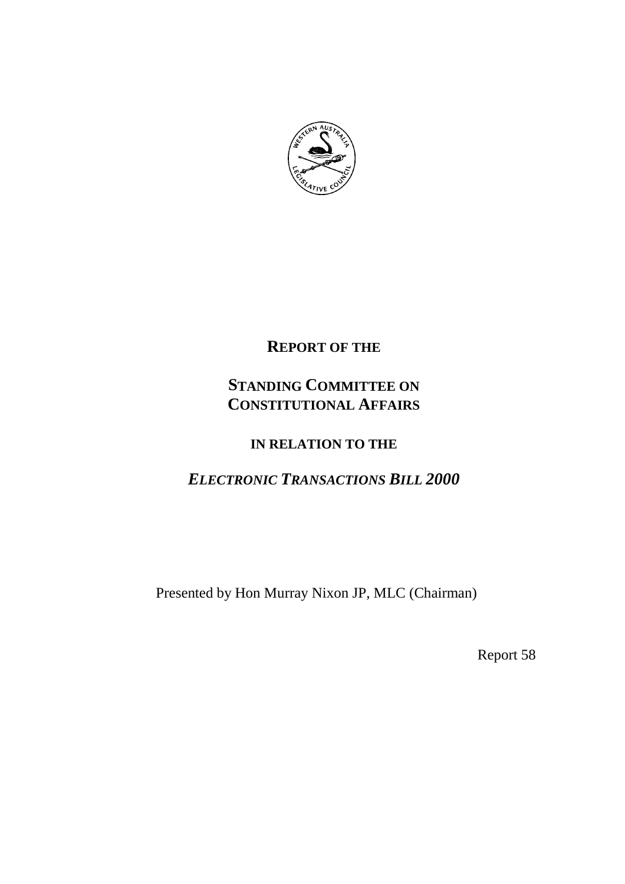# REPORT OF THE

# STANDING COMMITTEE ON CONSTITUTIONAL AFFAIRS

## IN RELATION TO THE

## *ELECTRONIC TRANSACTIONS BILL 2000*

Presented by Hon Murray Nixon JP, MLC (Chairman)

Report 58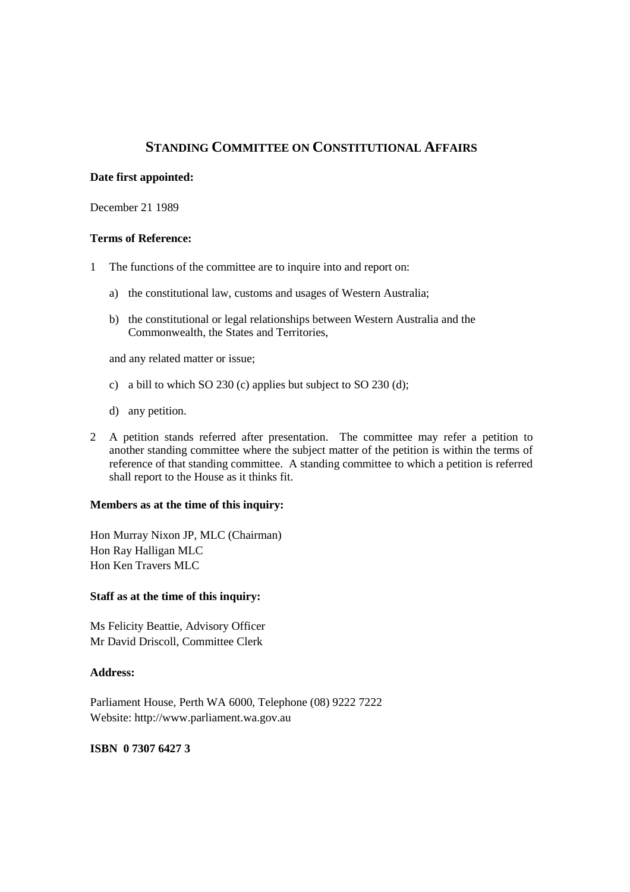# STANDING COMMITTEE ON CONSTITUTIONAL AFFAIRS

**Date first appointed:**

December 21 1989

**Terms of Reference:**

1 The functions of the committee are to inquire into and report on:

   a) the constitutional law, customs and usages of Western Australia;

   b) the constitutional or legal relationships between Western Australia and the Commonwealth, the States and Territories,

   and any related matter or issue;

   c) a bill to which SO 230 (c) applies but subject to SO 230 (d);

   d) any petition.

2 A petition stands referred after presentation. The committee may refer a petition to another standing committee where the subject matter of the petition is within the terms of reference of that standing committee. A standing committee to which a petition is referred shall report to the House as it thinks fit.

**Members as at the time of this inquiry:**

Hon Murray Nixon JP, MLC (Chairman)
Hon Ray Halligan MLC
Hon Ken Travers MLC

**Staff as at the time of this inquiry:**

Ms Felicity Beattie, Advisory Officer
Mr David Driscoll, Committee Clerk

**Address:**

Parliament House, Perth WA 6000, Telephone (08) 9222 7222
Website: http://www.parliament.wa.gov.au

**ISBN 0 7307 6427 3**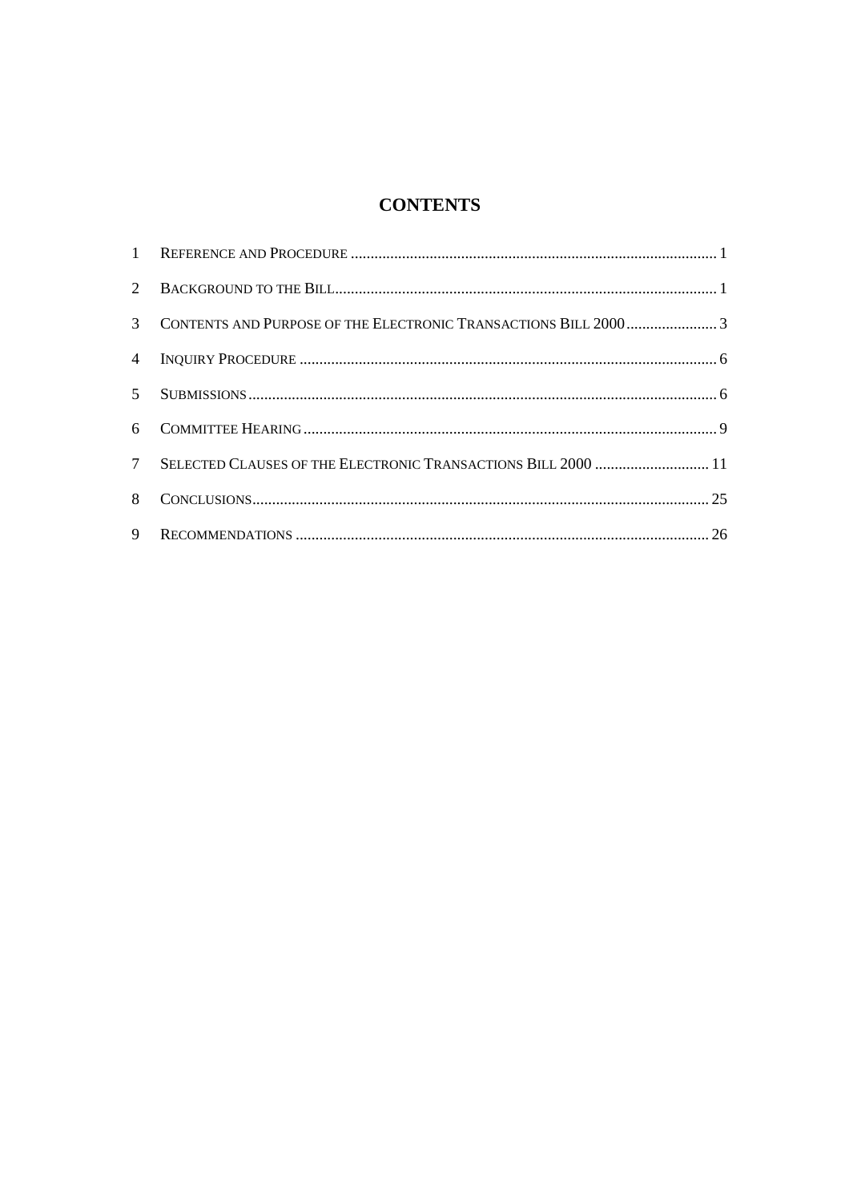# CONTENTS

| | | |
|---|---|---|
| 1 | REFERENCE AND PROCEDURE | 1 |
| 2 | BACKGROUND TO THE BILL | 1 |
| 3 | CONTENTS AND PURPOSE OF THE ELECTRONIC TRANSACTIONS BILL 2000 | 3 |
| 4 | INQUIRY PROCEDURE | 6 |
| 5 | SUBMISSIONS | 6 |
| 6 | COMMITTEE HEARING | 9 |
| 7 | SELECTED CLAUSES OF THE ELECTRONIC TRANSACTIONS BILL 2000 | 11 |
| 8 | CONCLUSIONS | 25 |
| 9 | RECOMMENDATIONS | 26 |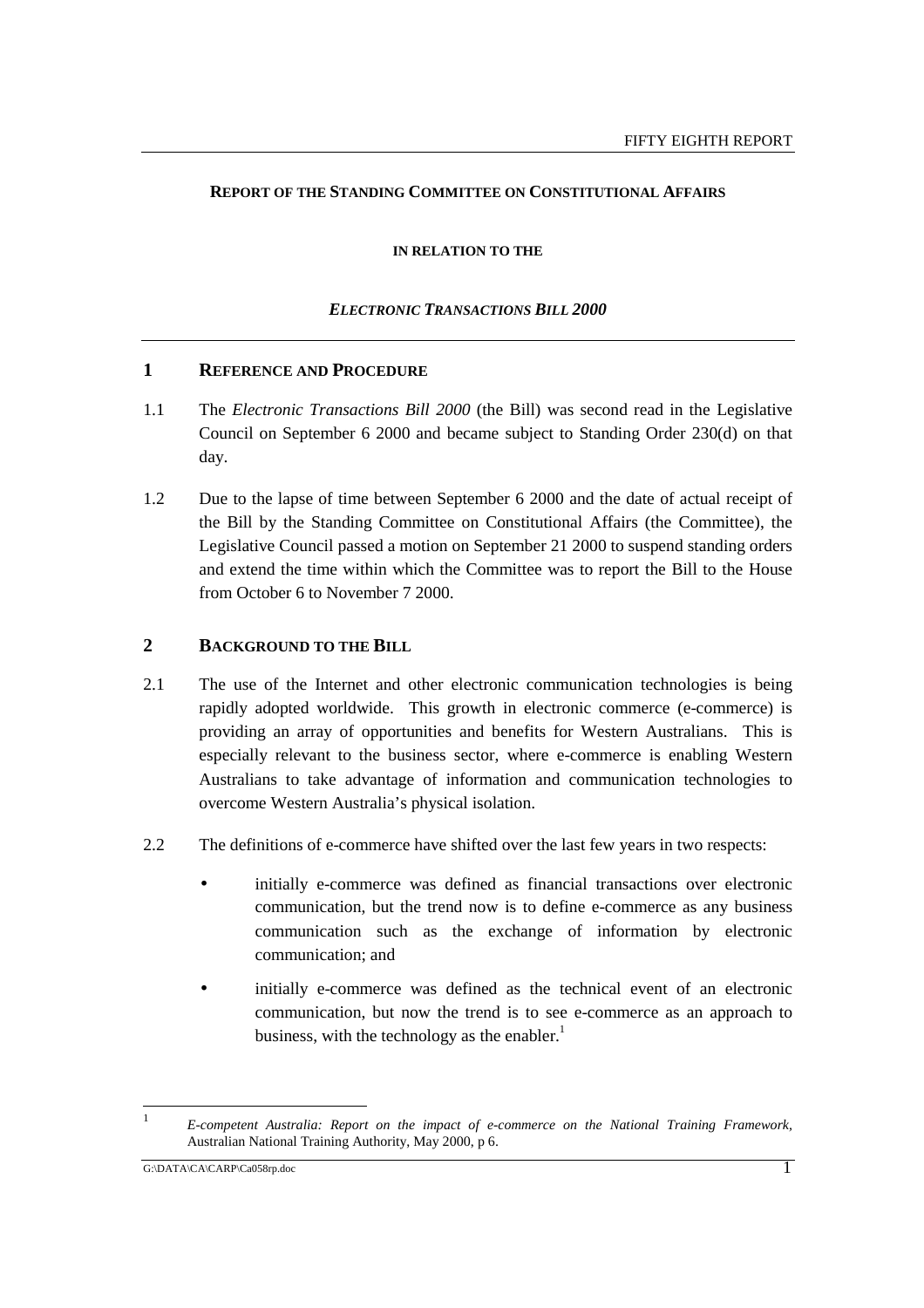## REPORT OF THE STANDING COMMITTEE ON CONSTITUTIONAL AFFAIRS

**IN RELATION TO THE**

***ELECTRONIC TRANSACTIONS BILL 2000***

## 1 REFERENCE AND PROCEDURE

1.1 The *Electronic Transactions Bill 2000* (the Bill) was second read in the Legislative Council on September 6 2000 and became subject to Standing Order 230(d) on that day.

1.2 Due to the lapse of time between September 6 2000 and the date of actual receipt of the Bill by the Standing Committee on Constitutional Affairs (the Committee), the Legislative Council passed a motion on September 21 2000 to suspend standing orders and extend the time within which the Committee was to report the Bill to the House from October 6 to November 7 2000.

## 2 BACKGROUND TO THE BILL

2.1 The use of the Internet and other electronic communication technologies is being rapidly adopted worldwide. This growth in electronic commerce (e-commerce) is providing an array of opportunities and benefits for Western Australians. This is especially relevant to the business sector, where e-commerce is enabling Western Australians to take advantage of information and communication technologies to overcome Western Australia's physical isolation.

2.2 The definitions of e-commerce have shifted over the last few years in two respects:

- initially e-commerce was defined as financial transactions over electronic communication, but the trend now is to define e-commerce as any business communication such as the exchange of information by electronic communication; and
- initially e-commerce was defined as the technical event of an electronic communication, but now the trend is to see e-commerce as an approach to business, with the technology as the enabler.[1]

---

[1] *E-competent Australia: Report on the impact of e-commerce on the National Training Framework*, Australian National Training Authority, May 2000, p 6.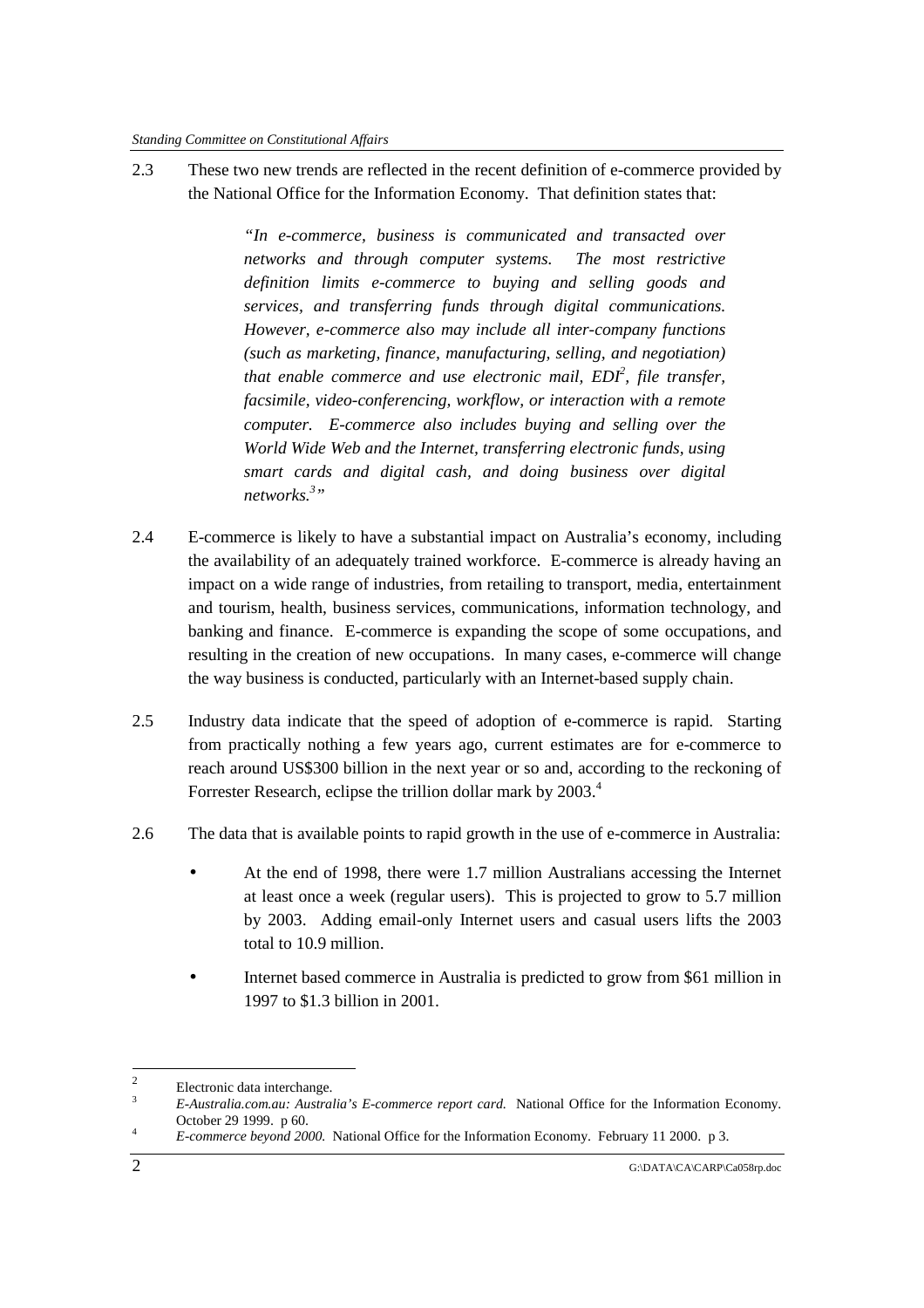2.3 These two new trends are reflected in the recent definition of e-commerce provided by the National Office for the Information Economy. That definition states that:

> *"In e-commerce, business is communicated and transacted over networks and through computer systems. The most restrictive definition limits e-commerce to buying and selling goods and services, and transferring funds through digital communications. However, e-commerce also may include all inter-company functions (such as marketing, finance, manufacturing, selling, and negotiation) that enable commerce and use electronic mail, EDI[2], file transfer, facsimile, video-conferencing, workflow, or interaction with a remote computer. E-commerce also includes buying and selling over the World Wide Web and the Internet, transferring electronic funds, using smart cards and digital cash, and doing business over digital networks.[3]"*

2.4 E-commerce is likely to have a substantial impact on Australia's economy, including the availability of an adequately trained workforce. E-commerce is already having an impact on a wide range of industries, from retailing to transport, media, entertainment and tourism, health, business services, communications, information technology, and banking and finance. E-commerce is expanding the scope of some occupations, and resulting in the creation of new occupations. In many cases, e-commerce will change the way business is conducted, particularly with an Internet-based supply chain.

2.5 Industry data indicate that the speed of adoption of e-commerce is rapid. Starting from practically nothing a few years ago, current estimates are for e-commerce to reach around US$300 billion in the next year or so and, according to the reckoning of Forrester Research, eclipse the trillion dollar mark by 2003.[4]

2.6 The data that is available points to rapid growth in the use of e-commerce in Australia:

- At the end of 1998, there were 1.7 million Australians accessing the Internet at least once a week (regular users). This is projected to grow to 5.7 million by 2003. Adding email-only Internet users and casual users lifts the 2003 total to 10.9 million.
- Internet based commerce in Australia is predicted to grow from $61 million in 1997 to $1.3 billion in 2001.

---

[2] Electronic data interchange.

[3] *E-Australia.com.au: Australia's E-commerce report card.* National Office for the Information Economy. October 29 1999. p 60.

[4] *E-commerce beyond 2000.* National Office for the Information Economy. February 11 2000. p 3.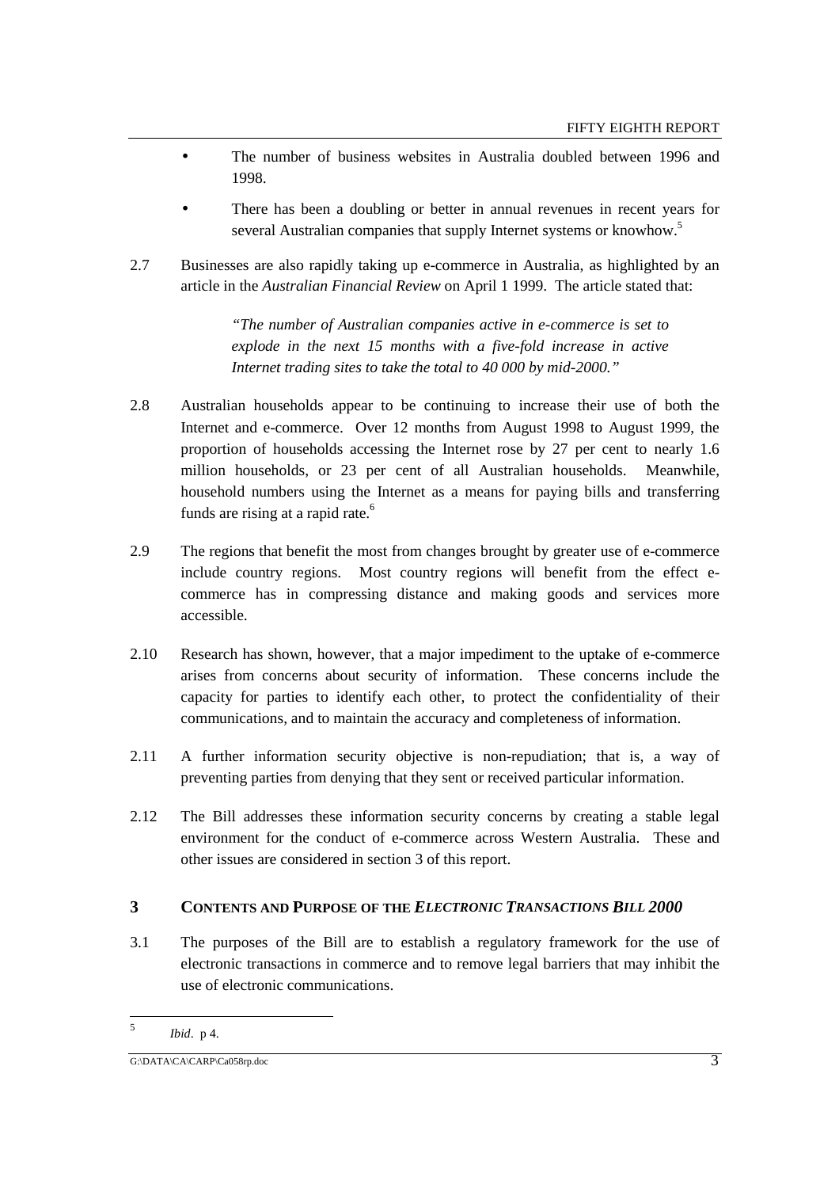- The number of business websites in Australia doubled between 1996 and 1998.
- There has been a doubling or better in annual revenues in recent years for several Australian companies that supply Internet systems or knowhow.[5]

2.7 Businesses are also rapidly taking up e-commerce in Australia, as highlighted by an article in the *Australian Financial Review* on April 1 1999. The article stated that:

> *"The number of Australian companies active in e-commerce is set to explode in the next 15 months with a five-fold increase in active Internet trading sites to take the total to 40 000 by mid-2000."*

2.8 Australian households appear to be continuing to increase their use of both the Internet and e-commerce. Over 12 months from August 1998 to August 1999, the proportion of households accessing the Internet rose by 27 per cent to nearly 1.6 million households, or 23 per cent of all Australian households. Meanwhile, household numbers using the Internet as a means for paying bills and transferring funds are rising at a rapid rate.[6]

2.9 The regions that benefit the most from changes brought by greater use of e-commerce include country regions. Most country regions will benefit from the effect e-commerce has in compressing distance and making goods and services more accessible.

2.10 Research has shown, however, that a major impediment to the uptake of e-commerce arises from concerns about security of information. These concerns include the capacity for parties to identify each other, to protect the confidentiality of their communications, and to maintain the accuracy and completeness of information.

2.11 A further information security objective is non-repudiation; that is, a way of preventing parties from denying that they sent or received particular information.

2.12 The Bill addresses these information security concerns by creating a stable legal environment for the conduct of e-commerce across Western Australia. These and other issues are considered in section 3 of this report.

## 3 CONTENTS AND PURPOSE OF THE *ELECTRONIC TRANSACTIONS BILL 2000*

3.1 The purposes of the Bill are to establish a regulatory framework for the use of electronic transactions in commerce and to remove legal barriers that may inhibit the use of electronic communications.

---

[5] *Ibid*. p 4.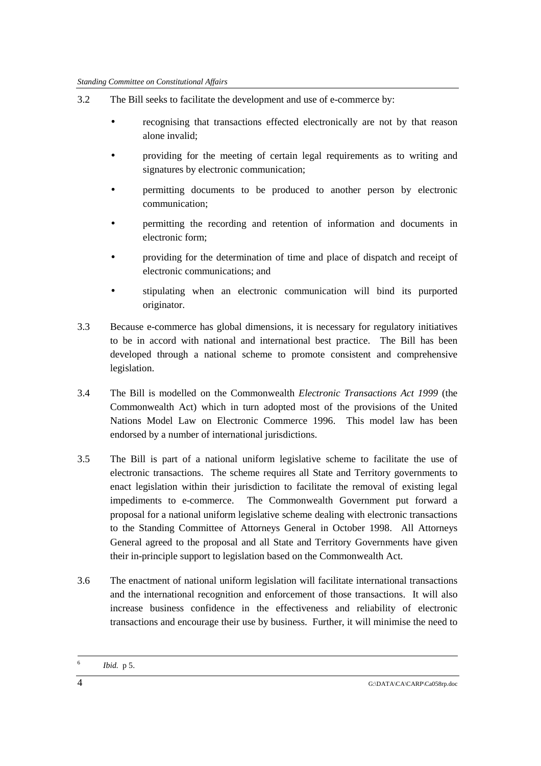3.2 The Bill seeks to facilitate the development and use of e-commerce by:

- recognising that transactions effected electronically are not by that reason alone invalid;
- providing for the meeting of certain legal requirements as to writing and signatures by electronic communication;
- permitting documents to be produced to another person by electronic communication;
- permitting the recording and retention of information and documents in electronic form;
- providing for the determination of time and place of dispatch and receipt of electronic communications; and
- stipulating when an electronic communication will bind its purported originator.

3.3 Because e-commerce has global dimensions, it is necessary for regulatory initiatives to be in accord with national and international best practice. The Bill has been developed through a national scheme to promote consistent and comprehensive legislation.

3.4 The Bill is modelled on the Commonwealth *Electronic Transactions Act 1999* (the Commonwealth Act) which in turn adopted most of the provisions of the United Nations Model Law on Electronic Commerce 1996. This model law has been endorsed by a number of international jurisdictions.

3.5 The Bill is part of a national uniform legislative scheme to facilitate the use of electronic transactions. The scheme requires all State and Territory governments to enact legislation within their jurisdiction to facilitate the removal of existing legal impediments to e-commerce. The Commonwealth Government put forward a proposal for a national uniform legislative scheme dealing with electronic transactions to the Standing Committee of Attorneys General in October 1998. All Attorneys General agreed to the proposal and all State and Territory Governments have given their in-principle support to legislation based on the Commonwealth Act.

3.6 The enactment of national uniform legislation will facilitate international transactions and the international recognition and enforcement of those transactions. It will also increase business confidence in the effectiveness and reliability of electronic transactions and encourage their use by business. Further, it will minimise the need to

---

[6] *Ibid.* p 5.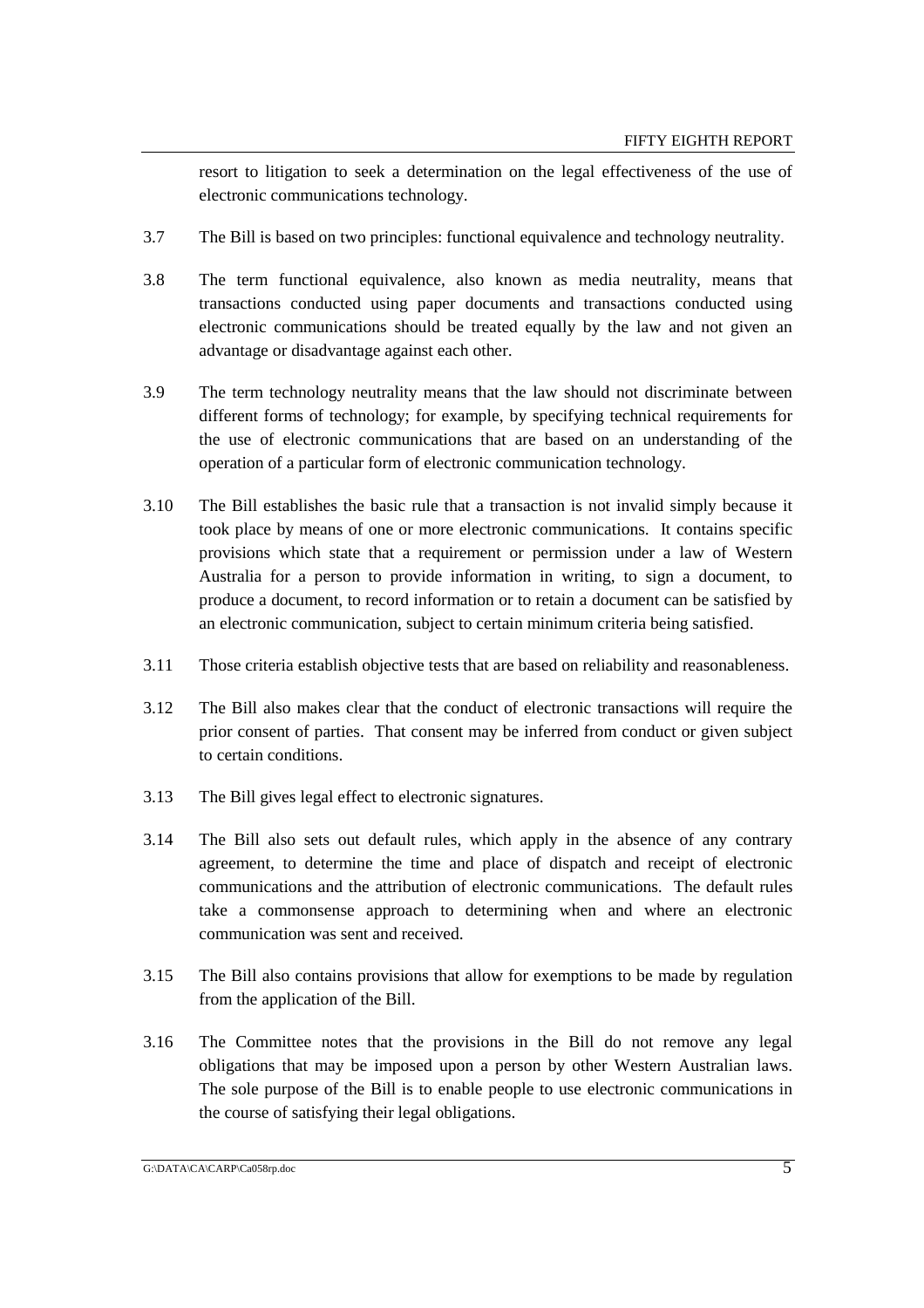resort to litigation to seek a determination on the legal effectiveness of the use of electronic communications technology.

3.7 The Bill is based on two principles: functional equivalence and technology neutrality.

3.8 The term functional equivalence, also known as media neutrality, means that transactions conducted using paper documents and transactions conducted using electronic communications should be treated equally by the law and not given an advantage or disadvantage against each other.

3.9 The term technology neutrality means that the law should not discriminate between different forms of technology; for example, by specifying technical requirements for the use of electronic communications that are based on an understanding of the operation of a particular form of electronic communication technology.

3.10 The Bill establishes the basic rule that a transaction is not invalid simply because it took place by means of one or more electronic communications. It contains specific provisions which state that a requirement or permission under a law of Western Australia for a person to provide information in writing, to sign a document, to produce a document, to record information or to retain a document can be satisfied by an electronic communication, subject to certain minimum criteria being satisfied.

3.11 Those criteria establish objective tests that are based on reliability and reasonableness.

3.12 The Bill also makes clear that the conduct of electronic transactions will require the prior consent of parties. That consent may be inferred from conduct or given subject to certain conditions.

3.13 The Bill gives legal effect to electronic signatures.

3.14 The Bill also sets out default rules, which apply in the absence of any contrary agreement, to determine the time and place of dispatch and receipt of electronic communications and the attribution of electronic communications. The default rules take a commonsense approach to determining when and where an electronic communication was sent and received.

3.15 The Bill also contains provisions that allow for exemptions to be made by regulation from the application of the Bill.

3.16 The Committee notes that the provisions in the Bill do not remove any legal obligations that may be imposed upon a person by other Western Australian laws. The sole purpose of the Bill is to enable people to use electronic communications in the course of satisfying their legal obligations.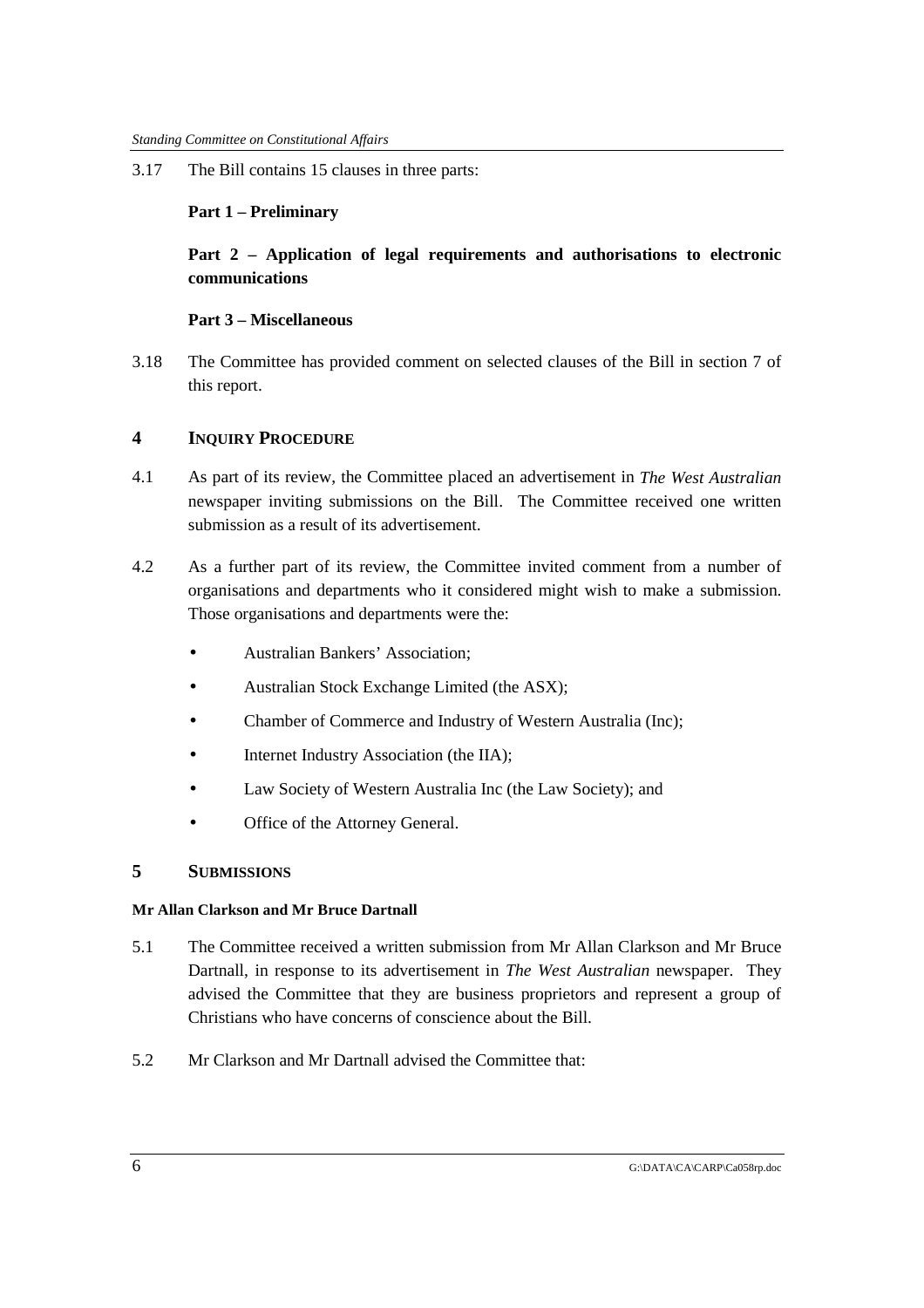3.17 The Bill contains 15 clauses in three parts:

**Part 1 – Preliminary**

**Part 2 – Application of legal requirements and authorisations to electronic communications**

**Part 3 – Miscellaneous**

3.18 The Committee has provided comment on selected clauses of the Bill in section 7 of this report.

## 4 INQUIRY PROCEDURE

4.1 As part of its review, the Committee placed an advertisement in *The West Australian* newspaper inviting submissions on the Bill. The Committee received one written submission as a result of its advertisement.

4.2 As a further part of its review, the Committee invited comment from a number of organisations and departments who it considered might wish to make a submission. Those organisations and departments were the:

- Australian Bankers' Association;
- Australian Stock Exchange Limited (the ASX);
- Chamber of Commerce and Industry of Western Australia (Inc);
- Internet Industry Association (the IIA);
- Law Society of Western Australia Inc (the Law Society); and
- Office of the Attorney General.

## 5 SUBMISSIONS

#### Mr Allan Clarkson and Mr Bruce Dartnall

5.1 The Committee received a written submission from Mr Allan Clarkson and Mr Bruce Dartnall, in response to its advertisement in *The West Australian* newspaper. They advised the Committee that they are business proprietors and represent a group of Christians who have concerns of conscience about the Bill.

5.2 Mr Clarkson and Mr Dartnall advised the Committee that: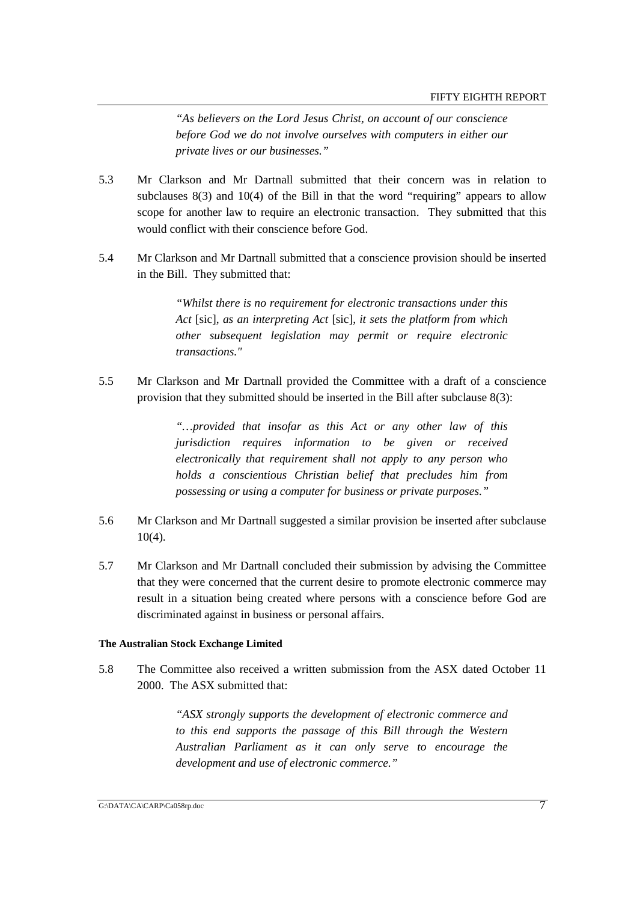> *"As believers on the Lord Jesus Christ, on account of our conscience before God we do not involve ourselves with computers in either our private lives or our businesses."*

5.3 Mr Clarkson and Mr Dartnall submitted that their concern was in relation to subclauses 8(3) and 10(4) of the Bill in that the word "requiring" appears to allow scope for another law to require an electronic transaction. They submitted that this would conflict with their conscience before God.

5.4 Mr Clarkson and Mr Dartnall submitted that a conscience provision should be inserted in the Bill. They submitted that:

> *"Whilst there is no requirement for electronic transactions under this Act* [sic], *as an interpreting Act* [sic], *it sets the platform from which other subsequent legislation may permit or require electronic transactions."*

5.5 Mr Clarkson and Mr Dartnall provided the Committee with a draft of a conscience provision that they submitted should be inserted in the Bill after subclause 8(3):

> *"…provided that insofar as this Act or any other law of this jurisdiction requires information to be given or received electronically that requirement shall not apply to any person who holds a conscientious Christian belief that precludes him from possessing or using a computer for business or private purposes."*

5.6 Mr Clarkson and Mr Dartnall suggested a similar provision be inserted after subclause 10(4).

5.7 Mr Clarkson and Mr Dartnall concluded their submission by advising the Committee that they were concerned that the current desire to promote electronic commerce may result in a situation being created where persons with a conscience before God are discriminated against in business or personal affairs.

**The Australian Stock Exchange Limited**

5.8 The Committee also received a written submission from the ASX dated October 11 2000. The ASX submitted that:

> *"ASX strongly supports the development of electronic commerce and to this end supports the passage of this Bill through the Western Australian Parliament as it can only serve to encourage the development and use of electronic commerce."*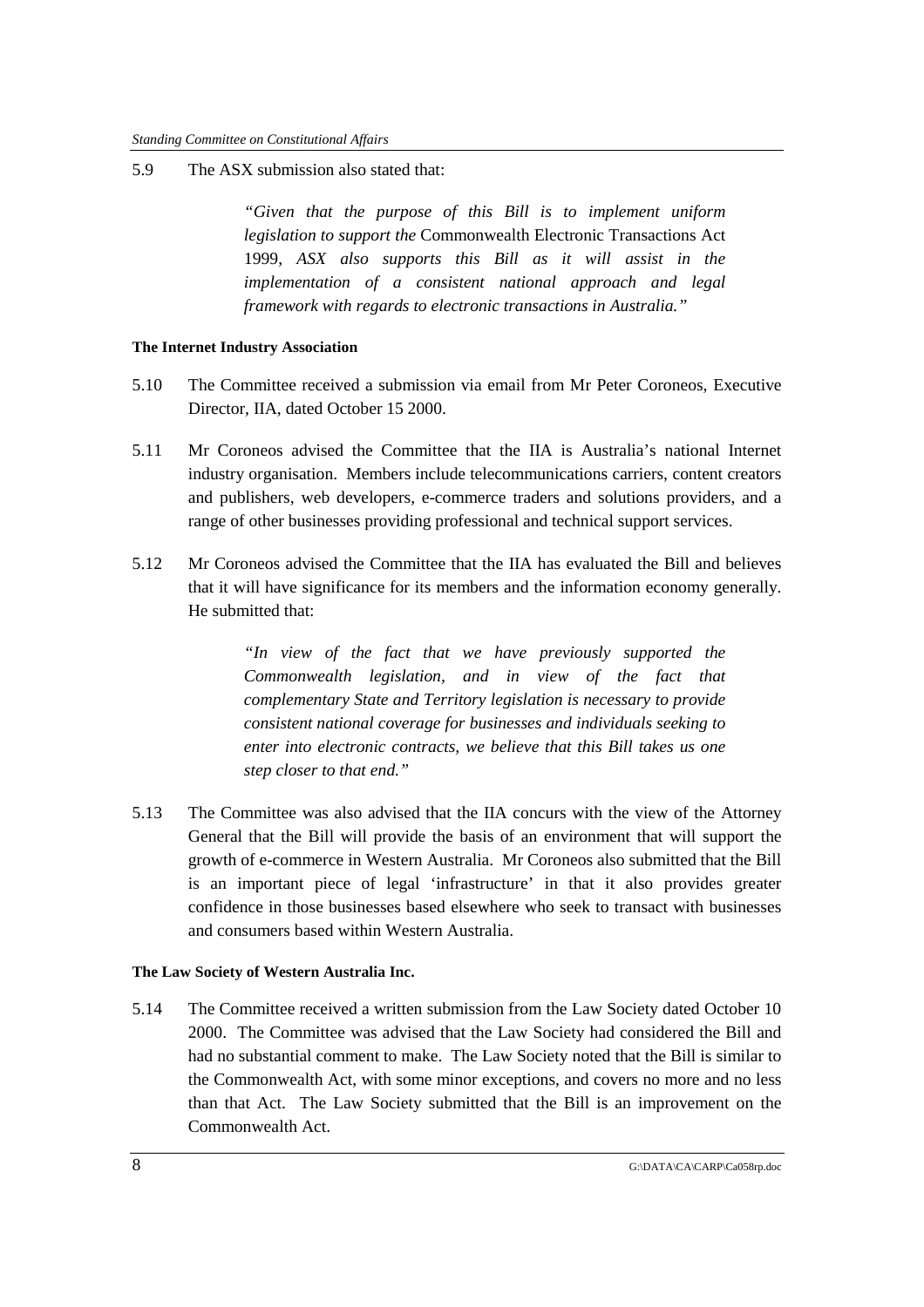5.9 The ASX submission also stated that:

> *"Given that the purpose of this Bill is to implement uniform legislation to support the* Commonwealth Electronic Transactions Act 1999*, ASX also supports this Bill as it will assist in the implementation of a consistent national approach and legal framework with regards to electronic transactions in Australia."*

**The Internet Industry Association**

5.10 The Committee received a submission via email from Mr Peter Coroneos, Executive Director, IIA, dated October 15 2000.

5.11 Mr Coroneos advised the Committee that the IIA is Australia's national Internet industry organisation. Members include telecommunications carriers, content creators and publishers, web developers, e-commerce traders and solutions providers, and a range of other businesses providing professional and technical support services.

5.12 Mr Coroneos advised the Committee that the IIA has evaluated the Bill and believes that it will have significance for its members and the information economy generally. He submitted that:

> *"In view of the fact that we have previously supported the Commonwealth legislation, and in view of the fact that complementary State and Territory legislation is necessary to provide consistent national coverage for businesses and individuals seeking to enter into electronic contracts, we believe that this Bill takes us one step closer to that end."*

5.13 The Committee was also advised that the IIA concurs with the view of the Attorney General that the Bill will provide the basis of an environment that will support the growth of e-commerce in Western Australia. Mr Coroneos also submitted that the Bill is an important piece of legal 'infrastructure' in that it also provides greater confidence in those businesses based elsewhere who seek to transact with businesses and consumers based within Western Australia.

**The Law Society of Western Australia Inc.**

5.14 The Committee received a written submission from the Law Society dated October 10 2000. The Committee was advised that the Law Society had considered the Bill and had no substantial comment to make. The Law Society noted that the Bill is similar to the Commonwealth Act, with some minor exceptions, and covers no more and no less than that Act. The Law Society submitted that the Bill is an improvement on the Commonwealth Act.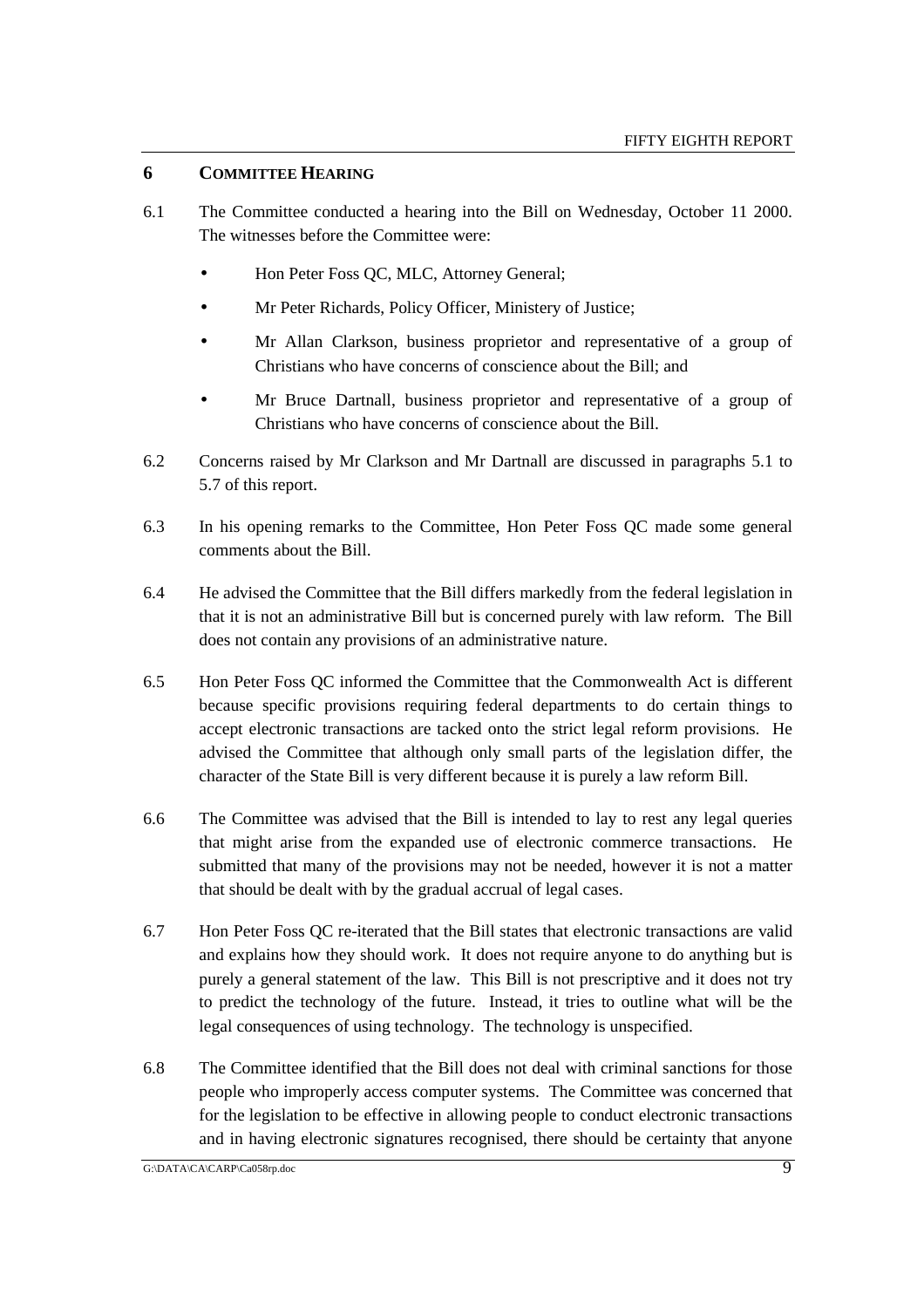## 6 COMMITTEE HEARING

6.1 The Committee conducted a hearing into the Bill on Wednesday, October 11 2000. The witnesses before the Committee were:

- Hon Peter Foss QC, MLC, Attorney General;
- Mr Peter Richards, Policy Officer, Ministry of Justice;
- Mr Allan Clarkson, business proprietor and representative of a group of Christians who have concerns of conscience about the Bill; and
- Mr Bruce Dartnall, business proprietor and representative of a group of Christians who have concerns of conscience about the Bill.

6.2 Concerns raised by Mr Clarkson and Mr Dartnall are discussed in paragraphs 5.1 to 5.7 of this report.

6.3 In his opening remarks to the Committee, Hon Peter Foss QC made some general comments about the Bill.

6.4 He advised the Committee that the Bill differs markedly from the federal legislation in that it is not an administrative Bill but is concerned purely with law reform. The Bill does not contain any provisions of an administrative nature.

6.5 Hon Peter Foss QC informed the Committee that the Commonwealth Act is different because specific provisions requiring federal departments to do certain things to accept electronic transactions are tacked onto the strict legal reform provisions. He advised the Committee that although only small parts of the legislation differ, the character of the State Bill is very different because it is purely a law reform Bill.

6.6 The Committee was advised that the Bill is intended to lay to rest any legal queries that might arise from the expanded use of electronic commerce transactions. He submitted that many of the provisions may not be needed, however it is not a matter that should be dealt with by the gradual accrual of legal cases.

6.7 Hon Peter Foss QC re-iterated that the Bill states that electronic transactions are valid and explains how they should work. It does not require anyone to do anything but is purely a general statement of the law. This Bill is not prescriptive and it does not try to predict the technology of the future. Instead, it tries to outline what will be the legal consequences of using technology. The technology is unspecified.

6.8 The Committee identified that the Bill does not deal with criminal sanctions for those people who improperly access computer systems. The Committee was concerned that for the legislation to be effective in allowing people to conduct electronic transactions and in having electronic signatures recognised, there should be certainty that anyone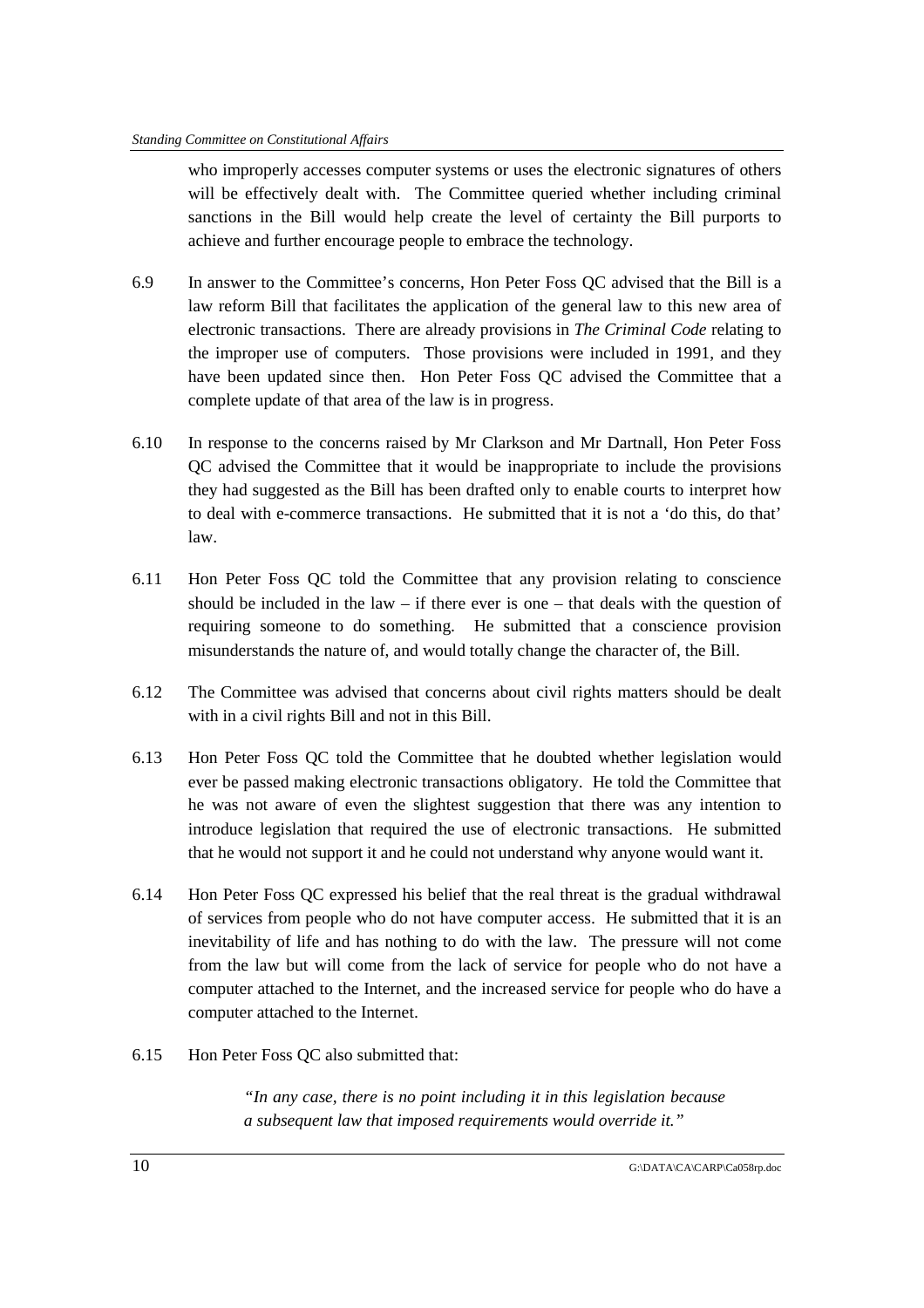who improperly accesses computer systems or uses the electronic signatures of others will be effectively dealt with. The Committee queried whether including criminal sanctions in the Bill would help create the level of certainty the Bill purports to achieve and further encourage people to embrace the technology.

6.9 In answer to the Committee's concerns, Hon Peter Foss QC advised that the Bill is a law reform Bill that facilitates the application of the general law to this new area of electronic transactions. There are already provisions in *The Criminal Code* relating to the improper use of computers. Those provisions were included in 1991, and they have been updated since then. Hon Peter Foss QC advised the Committee that a complete update of that area of the law is in progress.

6.10 In response to the concerns raised by Mr Clarkson and Mr Dartnall, Hon Peter Foss QC advised the Committee that it would be inappropriate to include the provisions they had suggested as the Bill has been drafted only to enable courts to interpret how to deal with e-commerce transactions. He submitted that it is not a 'do this, do that' law.

6.11 Hon Peter Foss QC told the Committee that any provision relating to conscience should be included in the law – if there ever is one – that deals with the question of requiring someone to do something. He submitted that a conscience provision misunderstands the nature of, and would totally change the character of, the Bill.

6.12 The Committee was advised that concerns about civil rights matters should be dealt with in a civil rights Bill and not in this Bill.

6.13 Hon Peter Foss QC told the Committee that he doubted whether legislation would ever be passed making electronic transactions obligatory. He told the Committee that he was not aware of even the slightest suggestion that there was any intention to introduce legislation that required the use of electronic transactions. He submitted that he would not support it and he could not understand why anyone would want it.

6.14 Hon Peter Foss QC expressed his belief that the real threat is the gradual withdrawal of services from people who do not have computer access. He submitted that it is an inevitability of life and has nothing to do with the law. The pressure will not come from the law but will come from the lack of service for people who do not have a computer attached to the Internet, and the increased service for people who do have a computer attached to the Internet.

6.15 Hon Peter Foss QC also submitted that:

> *"In any case, there is no point including it in this legislation because a subsequent law that imposed requirements would override it."*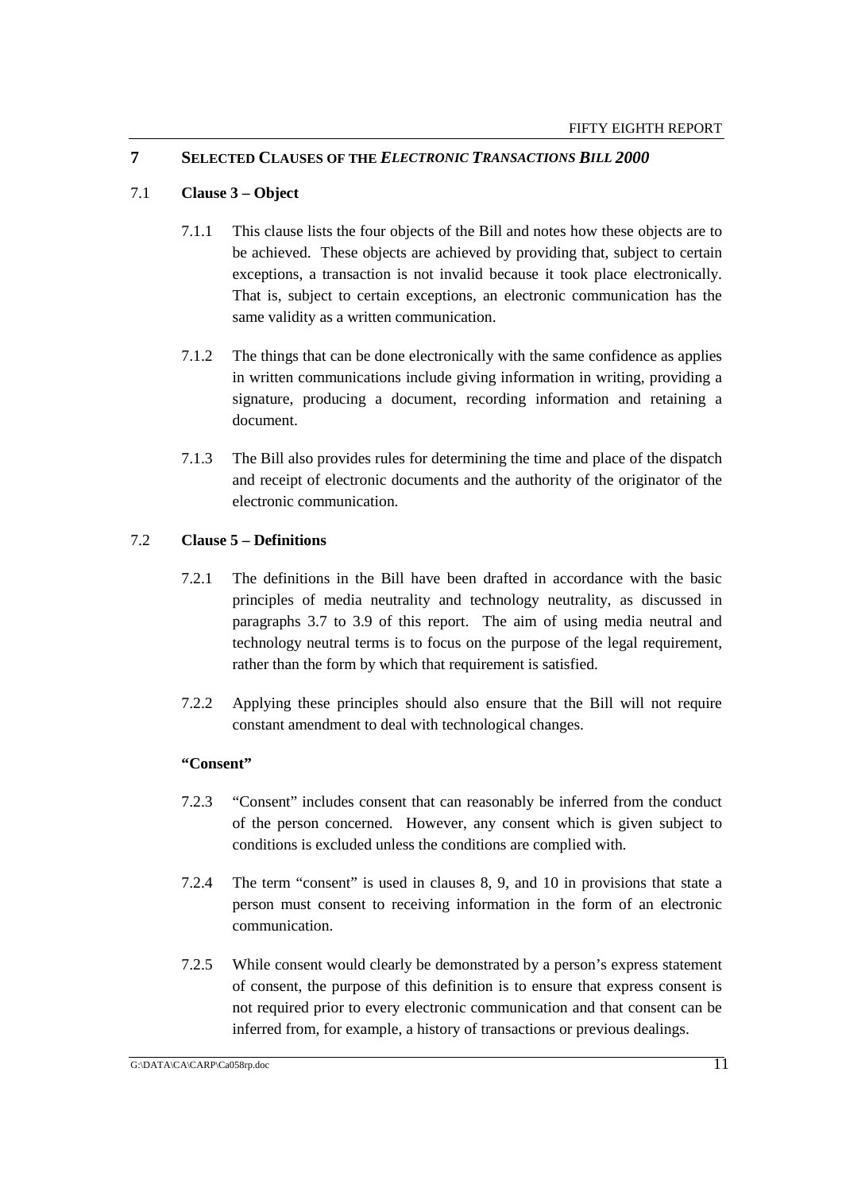## 7 SELECTED CLAUSES OF THE *ELECTRONIC TRANSACTIONS BILL 2000*

### 7.1 Clause 3 – Object

7.1.1 This clause lists the four objects of the Bill and notes how these objects are to be achieved. These objects are achieved by providing that, subject to certain exceptions, a transaction is not invalid because it took place electronically. That is, subject to certain exceptions, an electronic communication has the same validity as a written communication.

7.1.2 The things that can be done electronically with the same confidence as applies in written communications include giving information in writing, providing a signature, producing a document, recording information and retaining a document.

7.1.3 The Bill also provides rules for determining the time and place of the dispatch and receipt of electronic documents and the authority of the originator of the electronic communication.

### 7.2 Clause 5 – Definitions

7.2.1 The definitions in the Bill have been drafted in accordance with the basic principles of media neutrality and technology neutrality, as discussed in paragraphs 3.7 to 3.9 of this report. The aim of using media neutral and technology neutral terms is to focus on the purpose of the legal requirement, rather than the form by which that requirement is satisfied.

7.2.2 Applying these principles should also ensure that the Bill will not require constant amendment to deal with technological changes.

**"Consent"**

7.2.3 "Consent" includes consent that can reasonably be inferred from the conduct of the person concerned. However, any consent which is given subject to conditions is excluded unless the conditions are complied with.

7.2.4 The term "consent" is used in clauses 8, 9, and 10 in provisions that state a person must consent to receiving information in the form of an electronic communication.

7.2.5 While consent would clearly be demonstrated by a person's express statement of consent, the purpose of this definition is to ensure that express consent is not required prior to every electronic communication and that consent can be inferred from, for example, a history of transactions or previous dealings.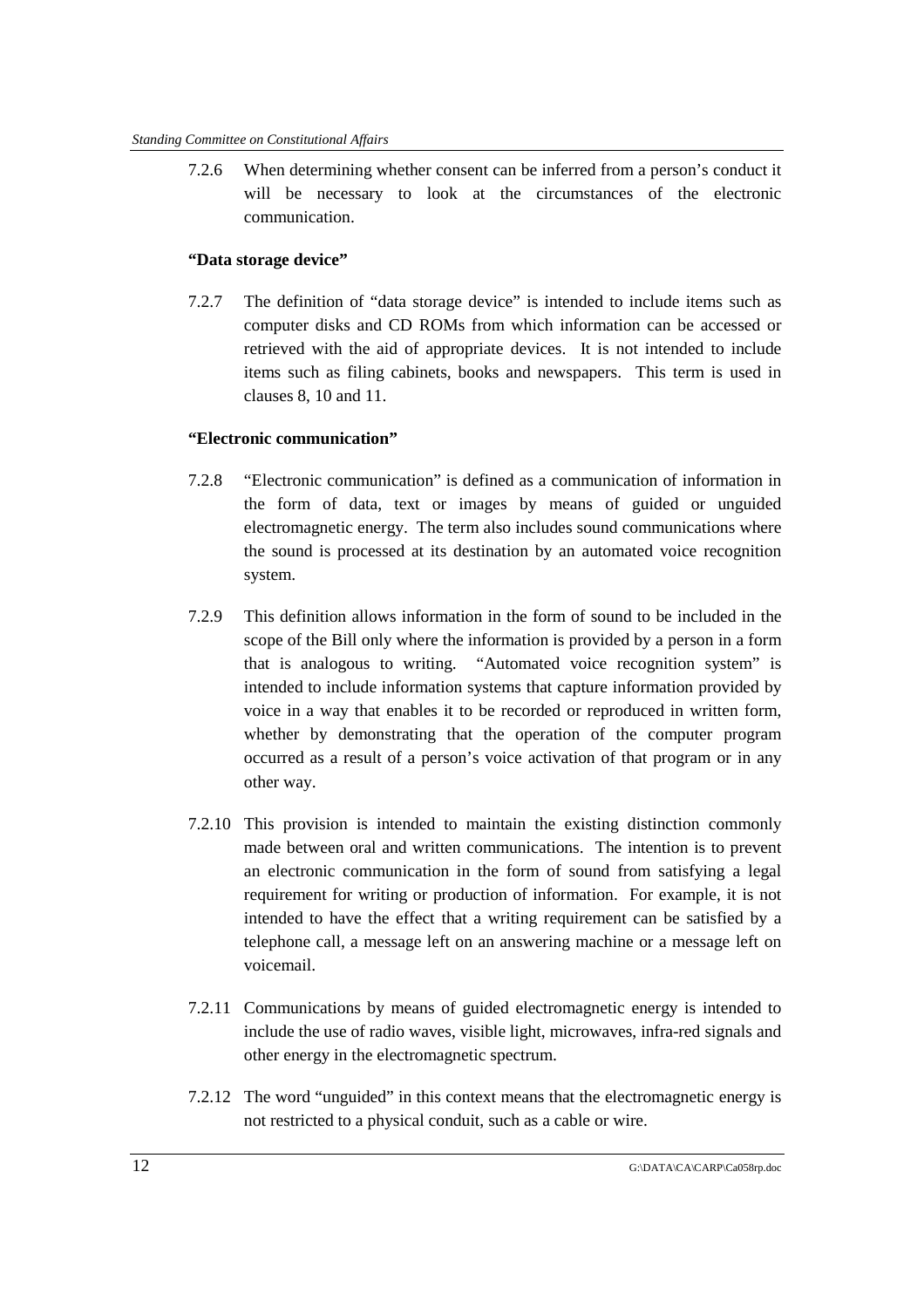7.2.6 When determining whether consent can be inferred from a person's conduct it will be necessary to look at the circumstances of the electronic communication.

**"Data storage device"**

7.2.7 The definition of "data storage device" is intended to include items such as computer disks and CD ROMs from which information can be accessed or retrieved with the aid of appropriate devices. It is not intended to include items such as filing cabinets, books and newspapers. This term is used in clauses 8, 10 and 11.

**"Electronic communication"**

7.2.8 "Electronic communication" is defined as a communication of information in the form of data, text or images by means of guided or unguided electromagnetic energy. The term also includes sound communications where the sound is processed at its destination by an automated voice recognition system.

7.2.9 This definition allows information in the form of sound to be included in the scope of the Bill only where the information is provided by a person in a form that is analogous to writing. "Automated voice recognition system" is intended to include information systems that capture information provided by voice in a way that enables it to be recorded or reproduced in written form, whether by demonstrating that the operation of the computer program occurred as a result of a person's voice activation of that program or in any other way.

7.2.10 This provision is intended to maintain the existing distinction commonly made between oral and written communications. The intention is to prevent an electronic communication in the form of sound from satisfying a legal requirement for writing or production of information. For example, it is not intended to have the effect that a writing requirement can be satisfied by a telephone call, a message left on an answering machine or a message left on voicemail.

7.2.11 Communications by means of guided electromagnetic energy is intended to include the use of radio waves, visible light, microwaves, infra-red signals and other energy in the electromagnetic spectrum.

7.2.12 The word "unguided" in this context means that the electromagnetic energy is not restricted to a physical conduit, such as a cable or wire.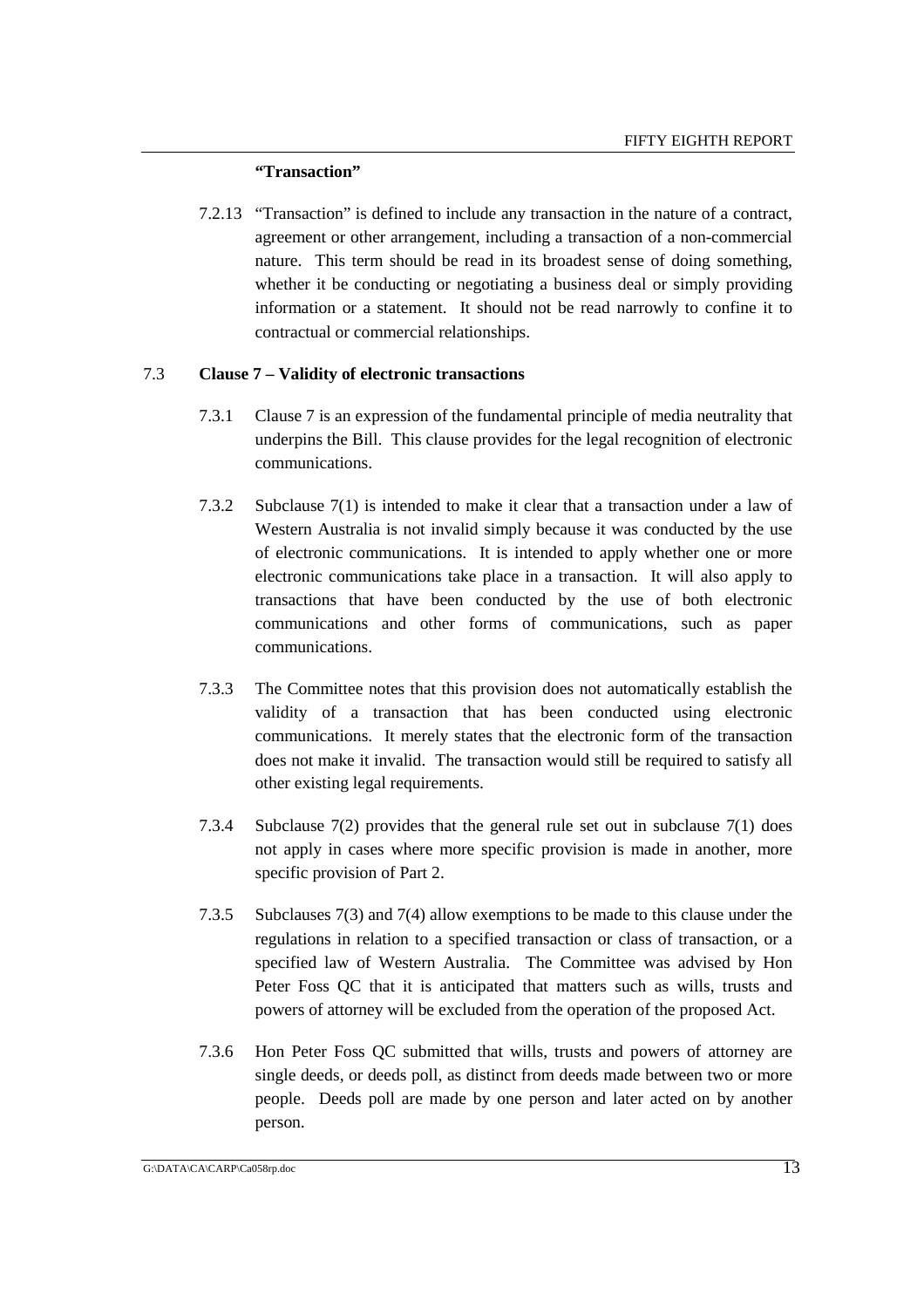**"Transaction"**

7.2.13 "Transaction" is defined to include any transaction in the nature of a contract, agreement or other arrangement, including a transaction of a non-commercial nature. This term should be read in its broadest sense of doing something, whether it be conducting or negotiating a business deal or simply providing information or a statement. It should not be read narrowly to confine it to contractual or commercial relationships.

### 7.3 Clause 7 – Validity of electronic transactions

7.3.1 Clause 7 is an expression of the fundamental principle of media neutrality that underpins the Bill. This clause provides for the legal recognition of electronic communications.

7.3.2 Subclause 7(1) is intended to make it clear that a transaction under a law of Western Australia is not invalid simply because it was conducted by the use of electronic communications. It is intended to apply whether one or more electronic communications take place in a transaction. It will also apply to transactions that have been conducted by the use of both electronic communications and other forms of communications, such as paper communications.

7.3.3 The Committee notes that this provision does not automatically establish the validity of a transaction that has been conducted using electronic communications. It merely states that the electronic form of the transaction does not make it invalid. The transaction would still be required to satisfy all other existing legal requirements.

7.3.4 Subclause 7(2) provides that the general rule set out in subclause 7(1) does not apply in cases where more specific provision is made in another, more specific provision of Part 2.

7.3.5 Subclauses 7(3) and 7(4) allow exemptions to be made to this clause under the regulations in relation to a specified transaction or class of transaction, or a specified law of Western Australia. The Committee was advised by Hon Peter Foss QC that it is anticipated that matters such as wills, trusts and powers of attorney will be excluded from the operation of the proposed Act.

7.3.6 Hon Peter Foss QC submitted that wills, trusts and powers of attorney are single deeds, or deeds poll, as distinct from deeds made between two or more people. Deeds poll are made by one person and later acted on by another person.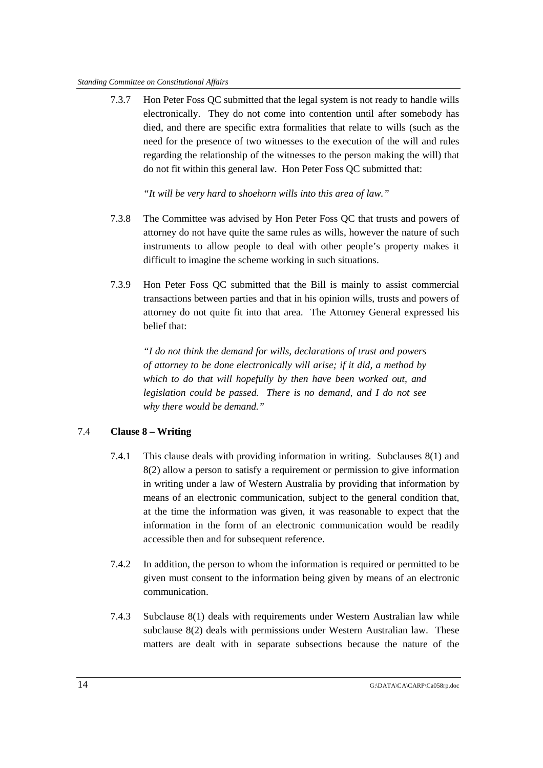7.3.7 Hon Peter Foss QC submitted that the legal system is not ready to handle wills electronically. They do not come into contention until after somebody has died, and there are specific extra formalities that relate to wills (such as the need for the presence of two witnesses to the execution of the will and rules regarding the relationship of the witnesses to the person making the will) that do not fit within this general law. Hon Peter Foss QC submitted that:

> *"It will be very hard to shoehorn wills into this area of law."*

7.3.8 The Committee was advised by Hon Peter Foss QC that trusts and powers of attorney do not have quite the same rules as wills, however the nature of such instruments to allow people to deal with other people's property makes it difficult to imagine the scheme working in such situations.

7.3.9 Hon Peter Foss QC submitted that the Bill is mainly to assist commercial transactions between parties and that in his opinion wills, trusts and powers of attorney do not quite fit into that area. The Attorney General expressed his belief that:

> *"I do not think the demand for wills, declarations of trust and powers of attorney to be done electronically will arise; if it did, a method by which to do that will hopefully by then have been worked out, and legislation could be passed. There is no demand, and I do not see why there would be demand."*

## 7.4 Clause 8 – Writing

7.4.1 This clause deals with providing information in writing. Subclauses 8(1) and 8(2) allow a person to satisfy a requirement or permission to give information in writing under a law of Western Australia by providing that information by means of an electronic communication, subject to the general condition that, at the time the information was given, it was reasonable to expect that the information in the form of an electronic communication would be readily accessible then and for subsequent reference.

7.4.2 In addition, the person to whom the information is required or permitted to be given must consent to the information being given by means of an electronic communication.

7.4.3 Subclause 8(1) deals with requirements under Western Australian law while subclause 8(2) deals with permissions under Western Australian law. These matters are dealt with in separate subsections because the nature of the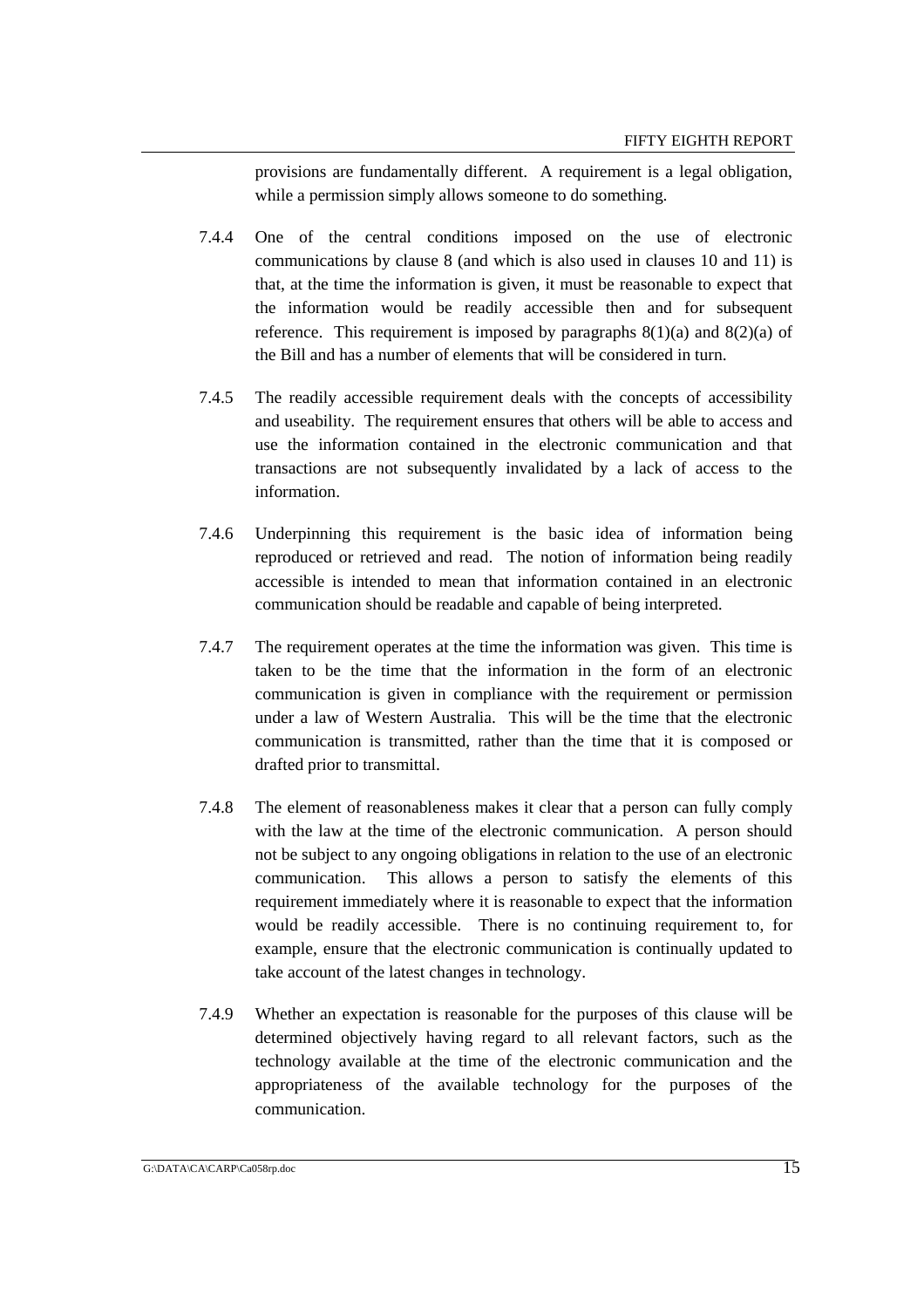provisions are fundamentally different. A requirement is a legal obligation, while a permission simply allows someone to do something.

7.4.4 One of the central conditions imposed on the use of electronic communications by clause 8 (and which is also used in clauses 10 and 11) is that, at the time the information is given, it must be reasonable to expect that the information would be readily accessible then and for subsequent reference. This requirement is imposed by paragraphs 8(1)(a) and 8(2)(a) of the Bill and has a number of elements that will be considered in turn.

7.4.5 The readily accessible requirement deals with the concepts of accessibility and useability. The requirement ensures that others will be able to access and use the information contained in the electronic communication and that transactions are not subsequently invalidated by a lack of access to the information.

7.4.6 Underpinning this requirement is the basic idea of information being reproduced or retrieved and read. The notion of information being readily accessible is intended to mean that information contained in an electronic communication should be readable and capable of being interpreted.

7.4.7 The requirement operates at the time the information was given. This time is taken to be the time that the information in the form of an electronic communication is given in compliance with the requirement or permission under a law of Western Australia. This will be the time that the electronic communication is transmitted, rather than the time that it is composed or drafted prior to transmittal.

7.4.8 The element of reasonableness makes it clear that a person can fully comply with the law at the time of the electronic communication. A person should not be subject to any ongoing obligations in relation to the use of an electronic communication. This allows a person to satisfy the elements of this requirement immediately where it is reasonable to expect that the information would be readily accessible. There is no continuing requirement to, for example, ensure that the electronic communication is continually updated to take account of the latest changes in technology.

7.4.9 Whether an expectation is reasonable for the purposes of this clause will be determined objectively having regard to all relevant factors, such as the technology available at the time of the electronic communication and the appropriateness of the available technology for the purposes of the communication.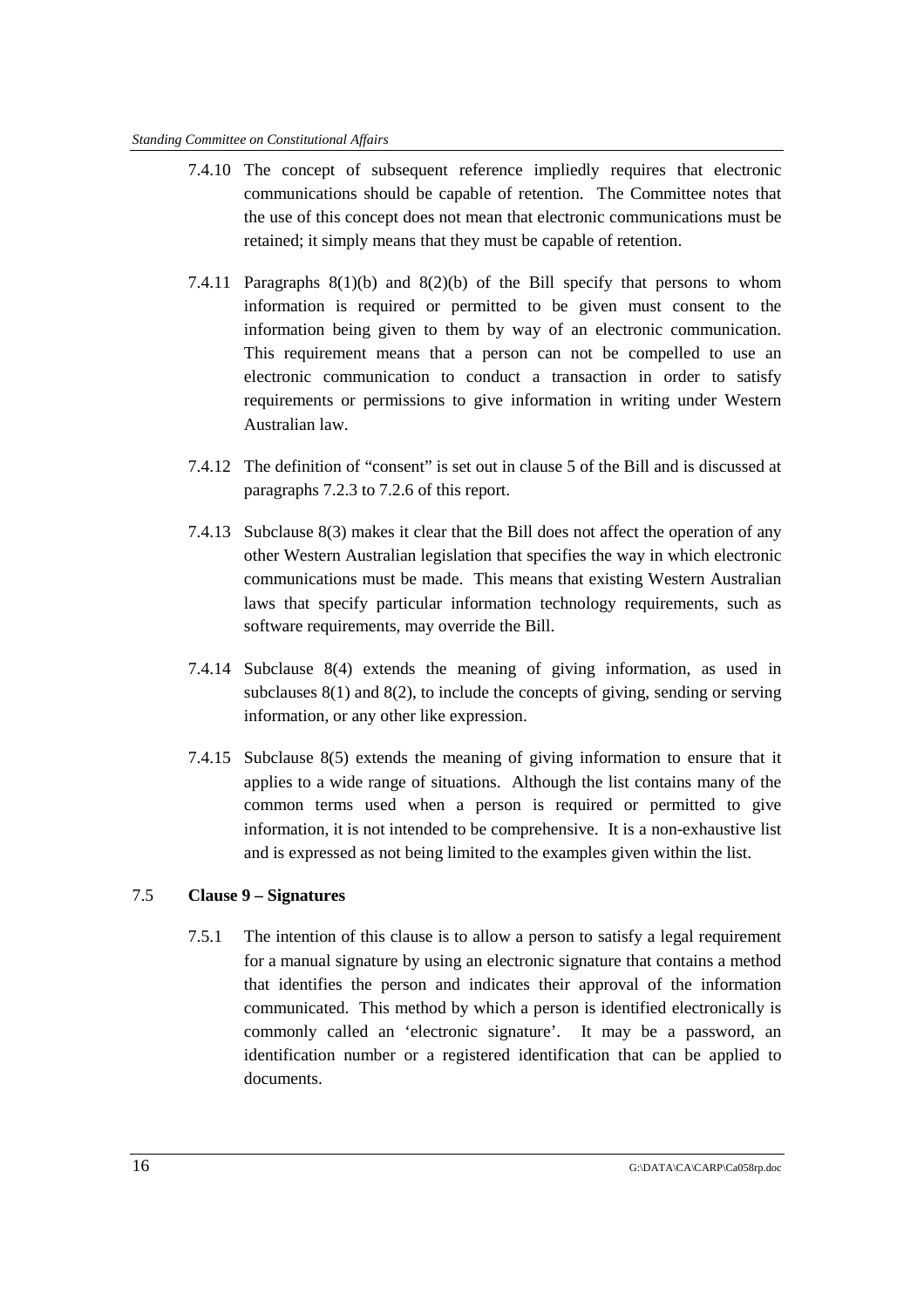7.4.10 The concept of subsequent reference impliedly requires that electronic communications should be capable of retention. The Committee notes that the use of this concept does not mean that electronic communications must be retained; it simply means that they must be capable of retention.

7.4.11 Paragraphs 8(1)(b) and 8(2)(b) of the Bill specify that persons to whom information is required or permitted to be given must consent to the information being given to them by way of an electronic communication. This requirement means that a person can not be compelled to use an electronic communication to conduct a transaction in order to satisfy requirements or permissions to give information in writing under Western Australian law.

7.4.12 The definition of "consent" is set out in clause 5 of the Bill and is discussed at paragraphs 7.2.3 to 7.2.6 of this report.

7.4.13 Subclause 8(3) makes it clear that the Bill does not affect the operation of any other Western Australian legislation that specifies the way in which electronic communications must be made. This means that existing Western Australian laws that specify particular information technology requirements, such as software requirements, may override the Bill.

7.4.14 Subclause 8(4) extends the meaning of giving information, as used in subclauses 8(1) and 8(2), to include the concepts of giving, sending or serving information, or any other like expression.

7.4.15 Subclause 8(5) extends the meaning of giving information to ensure that it applies to a wide range of situations. Although the list contains many of the common terms used when a person is required or permitted to give information, it is not intended to be comprehensive. It is a non-exhaustive list and is expressed as not being limited to the examples given within the list.

## 7.5 Clause 9 – Signatures

7.5.1 The intention of this clause is to allow a person to satisfy a legal requirement for a manual signature by using an electronic signature that contains a method that identifies the person and indicates their approval of the information communicated. This method by which a person is identified electronically is commonly called an 'electronic signature'. It may be a password, an identification number or a registered identification that can be applied to documents.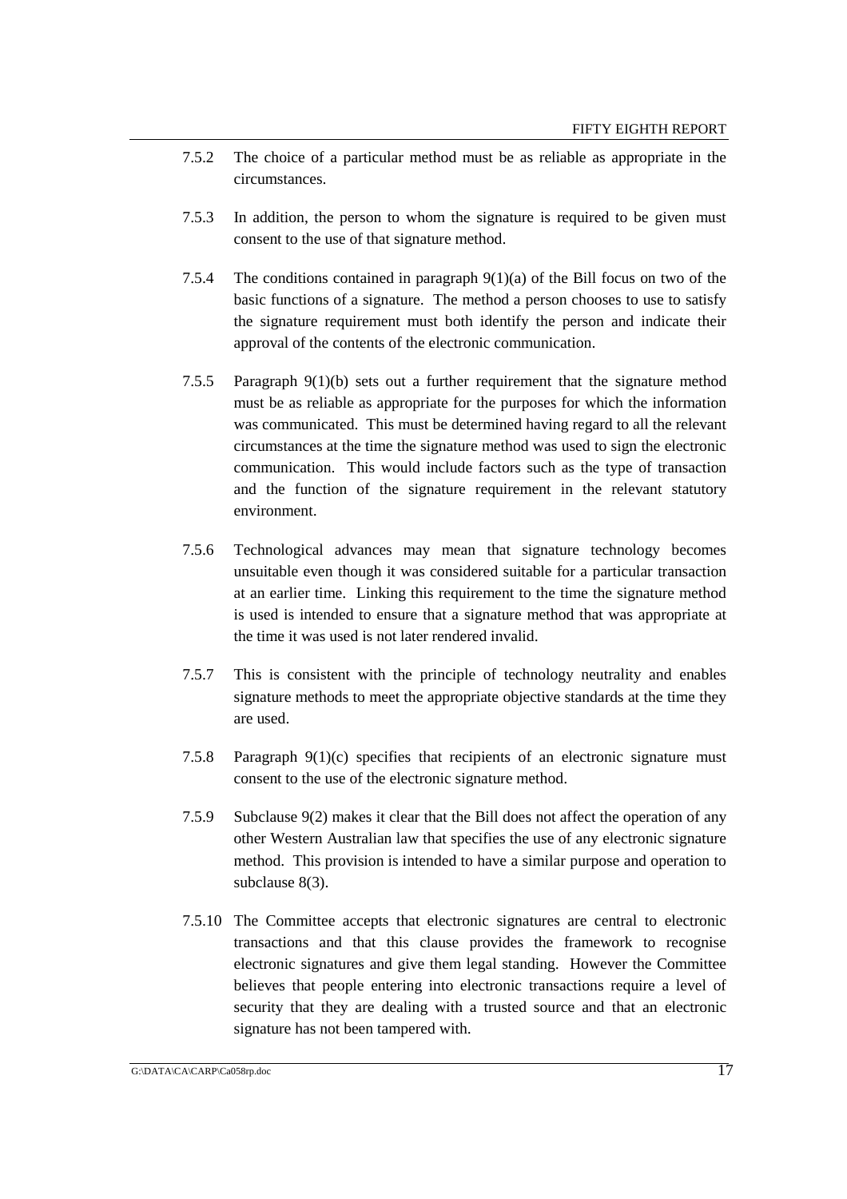7.5.2 The choice of a particular method must be as reliable as appropriate in the circumstances.

7.5.3 In addition, the person to whom the signature is required to be given must consent to the use of that signature method.

7.5.4 The conditions contained in paragraph 9(1)(a) of the Bill focus on two of the basic functions of a signature. The method a person chooses to use to satisfy the signature requirement must both identify the person and indicate their approval of the contents of the electronic communication.

7.5.5 Paragraph 9(1)(b) sets out a further requirement that the signature method must be as reliable as appropriate for the purposes for which the information was communicated. This must be determined having regard to all the relevant circumstances at the time the signature method was used to sign the electronic communication. This would include factors such as the type of transaction and the function of the signature requirement in the relevant statutory environment.

7.5.6 Technological advances may mean that signature technology becomes unsuitable even though it was considered suitable for a particular transaction at an earlier time. Linking this requirement to the time the signature method is used is intended to ensure that a signature method that was appropriate at the time it was used is not later rendered invalid.

7.5.7 This is consistent with the principle of technology neutrality and enables signature methods to meet the appropriate objective standards at the time they are used.

7.5.8 Paragraph 9(1)(c) specifies that recipients of an electronic signature must consent to the use of the electronic signature method.

7.5.9 Subclause 9(2) makes it clear that the Bill does not affect the operation of any other Western Australian law that specifies the use of any electronic signature method. This provision is intended to have a similar purpose and operation to subclause 8(3).

7.5.10 The Committee accepts that electronic signatures are central to electronic transactions and that this clause provides the framework to recognise electronic signatures and give them legal standing. However the Committee believes that people entering into electronic transactions require a level of security that they are dealing with a trusted source and that an electronic signature has not been tampered with.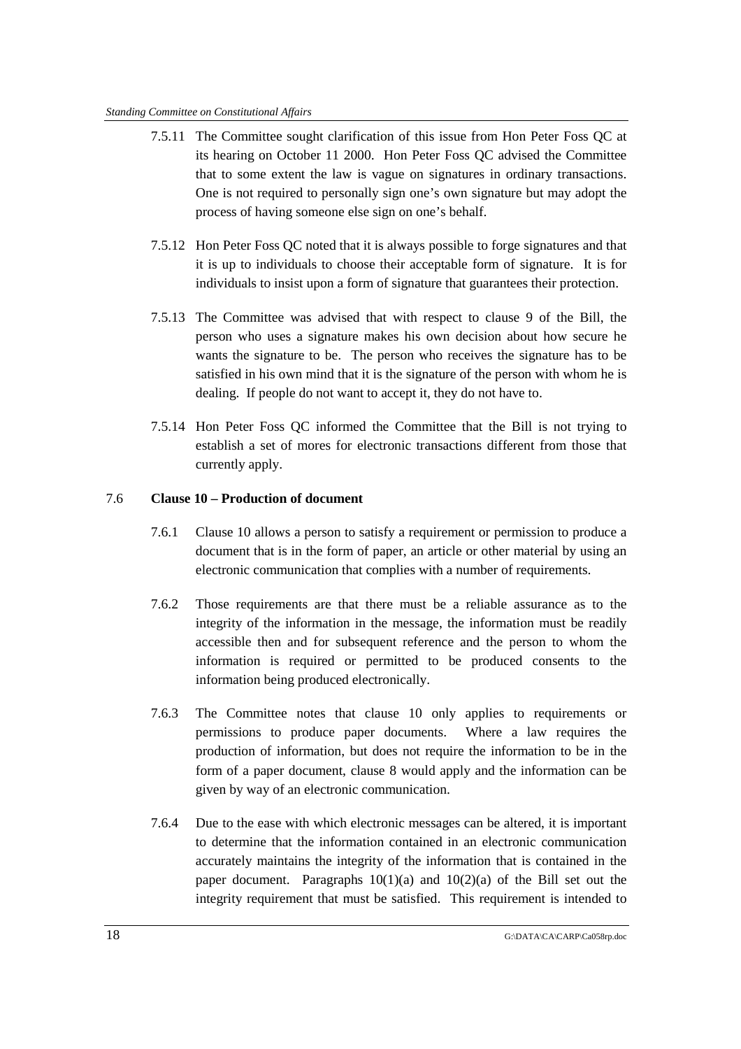7.5.11 The Committee sought clarification of this issue from Hon Peter Foss QC at its hearing on October 11 2000. Hon Peter Foss QC advised the Committee that to some extent the law is vague on signatures in ordinary transactions. One is not required to personally sign one's own signature but may adopt the process of having someone else sign on one's behalf.

7.5.12 Hon Peter Foss QC noted that it is always possible to forge signatures and that it is up to individuals to choose their acceptable form of signature. It is for individuals to insist upon a form of signature that guarantees their protection.

7.5.13 The Committee was advised that with respect to clause 9 of the Bill, the person who uses a signature makes his own decision about how secure he wants the signature to be. The person who receives the signature has to be satisfied in his own mind that it is the signature of the person with whom he is dealing. If people do not want to accept it, they do not have to.

7.5.14 Hon Peter Foss QC informed the Committee that the Bill is not trying to establish a set of mores for electronic transactions different from those that currently apply.

### 7.6 Clause 10 – Production of document

7.6.1 Clause 10 allows a person to satisfy a requirement or permission to produce a document that is in the form of paper, an article or other material by using an electronic communication that complies with a number of requirements.

7.6.2 Those requirements are that there must be a reliable assurance as to the integrity of the information in the message, the information must be readily accessible then and for subsequent reference and the person to whom the information is required or permitted to be produced consents to the information being produced electronically.

7.6.3 The Committee notes that clause 10 only applies to requirements or permissions to produce paper documents. Where a law requires the production of information, but does not require the information to be in the form of a paper document, clause 8 would apply and the information can be given by way of an electronic communication.

7.6.4 Due to the ease with which electronic messages can be altered, it is important to determine that the information contained in an electronic communication accurately maintains the integrity of the information that is contained in the paper document. Paragraphs 10(1)(a) and 10(2)(a) of the Bill set out the integrity requirement that must be satisfied. This requirement is intended to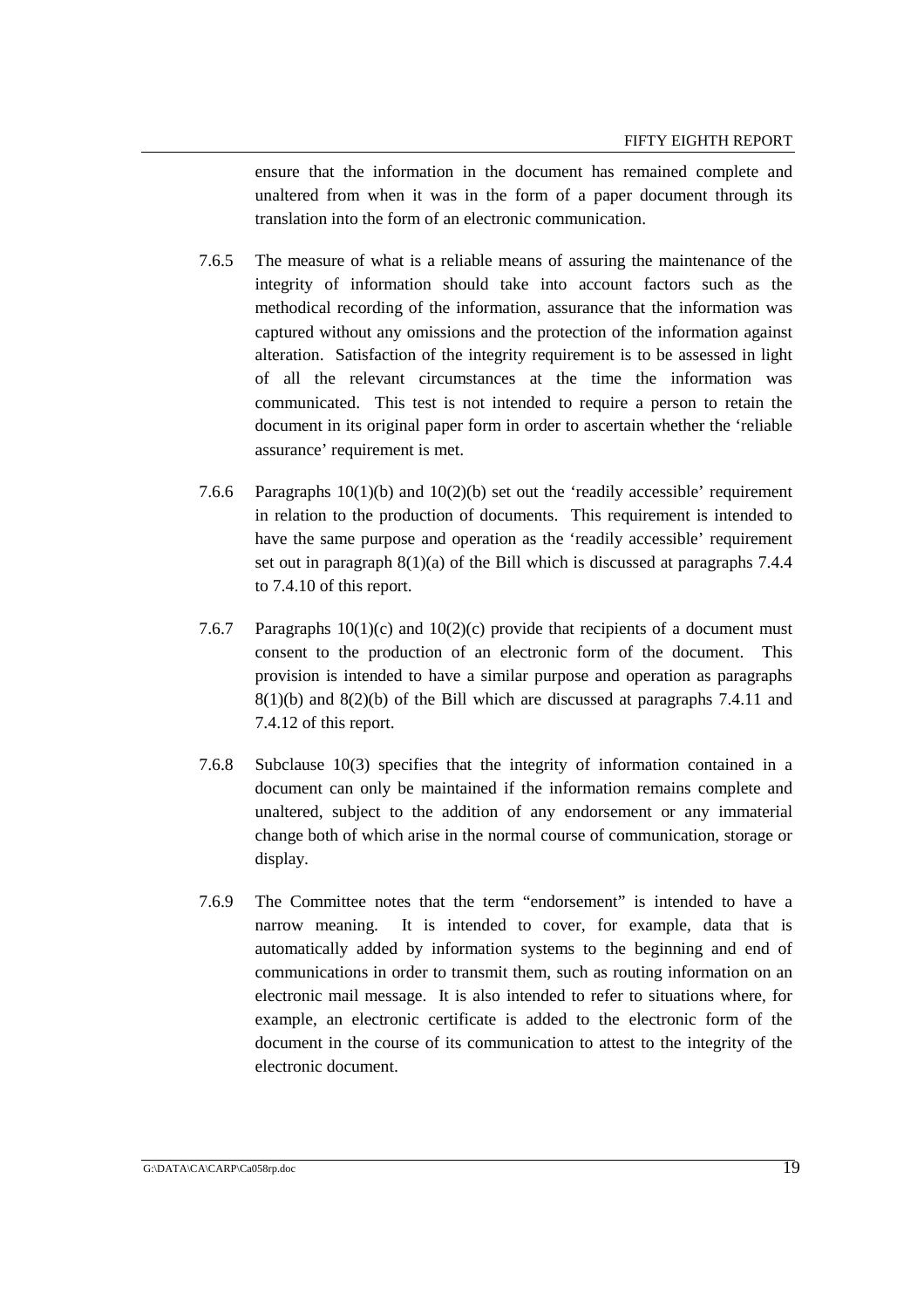ensure that the information in the document has remained complete and unaltered from when it was in the form of a paper document through its translation into the form of an electronic communication.

7.6.5 The measure of what is a reliable means of assuring the maintenance of the integrity of information should take into account factors such as the methodical recording of the information, assurance that the information was captured without any omissions and the protection of the information against alteration. Satisfaction of the integrity requirement is to be assessed in light of all the relevant circumstances at the time the information was communicated. This test is not intended to require a person to retain the document in its original paper form in order to ascertain whether the 'reliable assurance' requirement is met.

7.6.6 Paragraphs 10(1)(b) and 10(2)(b) set out the 'readily accessible' requirement in relation to the production of documents. This requirement is intended to have the same purpose and operation as the 'readily accessible' requirement set out in paragraph 8(1)(a) of the Bill which is discussed at paragraphs 7.4.4 to 7.4.10 of this report.

7.6.7 Paragraphs 10(1)(c) and 10(2)(c) provide that recipients of a document must consent to the production of an electronic form of the document. This provision is intended to have a similar purpose and operation as paragraphs 8(1)(b) and 8(2)(b) of the Bill which are discussed at paragraphs 7.4.11 and 7.4.12 of this report.

7.6.8 Subclause 10(3) specifies that the integrity of information contained in a document can only be maintained if the information remains complete and unaltered, subject to the addition of any endorsement or any immaterial change both of which arise in the normal course of communication, storage or display.

7.6.9 The Committee notes that the term "endorsement" is intended to have a narrow meaning. It is intended to cover, for example, data that is automatically added by information systems to the beginning and end of communications in order to transmit them, such as routing information on an electronic mail message. It is also intended to refer to situations where, for example, an electronic certificate is added to the electronic form of the document in the course of its communication to attest to the integrity of the electronic document.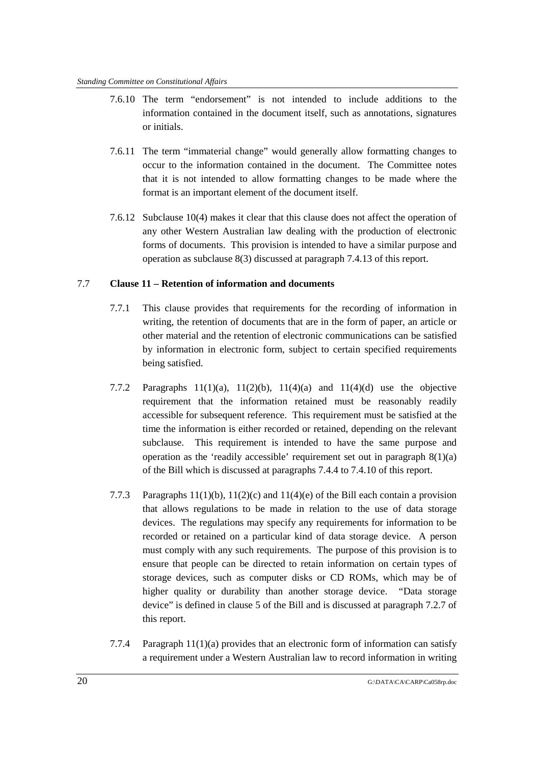7.6.10 The term "endorsement" is not intended to include additions to the information contained in the document itself, such as annotations, signatures or initials.

7.6.11 The term "immaterial change" would generally allow formatting changes to occur to the information contained in the document. The Committee notes that it is not intended to allow formatting changes to be made where the format is an important element of the document itself.

7.6.12 Subclause 10(4) makes it clear that this clause does not affect the operation of any other Western Australian law dealing with the production of electronic forms of documents. This provision is intended to have a similar purpose and operation as subclause 8(3) discussed at paragraph 7.4.13 of this report.

### 7.7 Clause 11 – Retention of information and documents

7.7.1 This clause provides that requirements for the recording of information in writing, the retention of documents that are in the form of paper, an article or other material and the retention of electronic communications can be satisfied by information in electronic form, subject to certain specified requirements being satisfied.

7.7.2 Paragraphs 11(1)(a), 11(2)(b), 11(4)(a) and 11(4)(d) use the objective requirement that the information retained must be reasonably readily accessible for subsequent reference. This requirement must be satisfied at the time the information is either recorded or retained, depending on the relevant subclause. This requirement is intended to have the same purpose and operation as the 'readily accessible' requirement set out in paragraph 8(1)(a) of the Bill which is discussed at paragraphs 7.4.4 to 7.4.10 of this report.

7.7.3 Paragraphs 11(1)(b), 11(2)(c) and 11(4)(e) of the Bill each contain a provision that allows regulations to be made in relation to the use of data storage devices. The regulations may specify any requirements for information to be recorded or retained on a particular kind of data storage device. A person must comply with any such requirements. The purpose of this provision is to ensure that people can be directed to retain information on certain types of storage devices, such as computer disks or CD ROMs, which may be of higher quality or durability than another storage device. "Data storage device" is defined in clause 5 of the Bill and is discussed at paragraph 7.2.7 of this report.

7.7.4 Paragraph 11(1)(a) provides that an electronic form of information can satisfy a requirement under a Western Australian law to record information in writing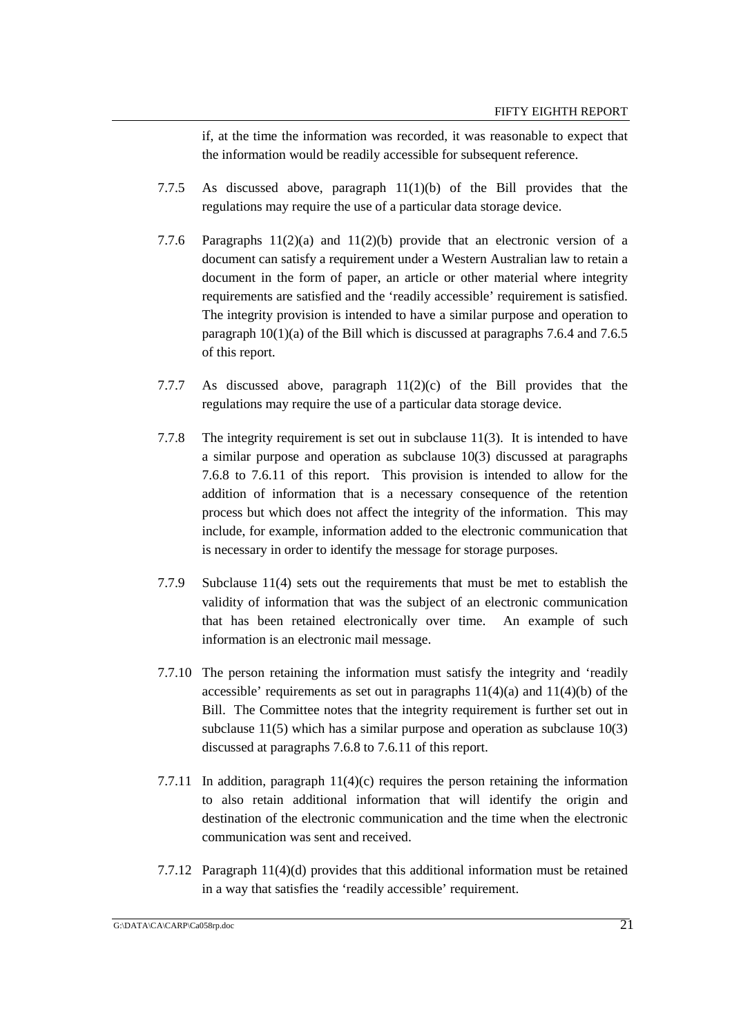if, at the time the information was recorded, it was reasonable to expect that the information would be readily accessible for subsequent reference.

7.7.5 As discussed above, paragraph 11(1)(b) of the Bill provides that the regulations may require the use of a particular data storage device.

7.7.6 Paragraphs 11(2)(a) and 11(2)(b) provide that an electronic version of a document can satisfy a requirement under a Western Australian law to retain a document in the form of paper, an article or other material where integrity requirements are satisfied and the 'readily accessible' requirement is satisfied. The integrity provision is intended to have a similar purpose and operation to paragraph 10(1)(a) of the Bill which is discussed at paragraphs 7.6.4 and 7.6.5 of this report.

7.7.7 As discussed above, paragraph 11(2)(c) of the Bill provides that the regulations may require the use of a particular data storage device.

7.7.8 The integrity requirement is set out in subclause 11(3). It is intended to have a similar purpose and operation as subclause 10(3) discussed at paragraphs 7.6.8 to 7.6.11 of this report. This provision is intended to allow for the addition of information that is a necessary consequence of the retention process but which does not affect the integrity of the information. This may include, for example, information added to the electronic communication that is necessary in order to identify the message for storage purposes.

7.7.9 Subclause 11(4) sets out the requirements that must be met to establish the validity of information that was the subject of an electronic communication that has been retained electronically over time. An example of such information is an electronic mail message.

7.7.10 The person retaining the information must satisfy the integrity and 'readily accessible' requirements as set out in paragraphs 11(4)(a) and 11(4)(b) of the Bill. The Committee notes that the integrity requirement is further set out in subclause 11(5) which has a similar purpose and operation as subclause 10(3) discussed at paragraphs 7.6.8 to 7.6.11 of this report.

7.7.11 In addition, paragraph 11(4)(c) requires the person retaining the information to also retain additional information that will identify the origin and destination of the electronic communication and the time when the electronic communication was sent and received.

7.7.12 Paragraph 11(4)(d) provides that this additional information must be retained in a way that satisfies the 'readily accessible' requirement.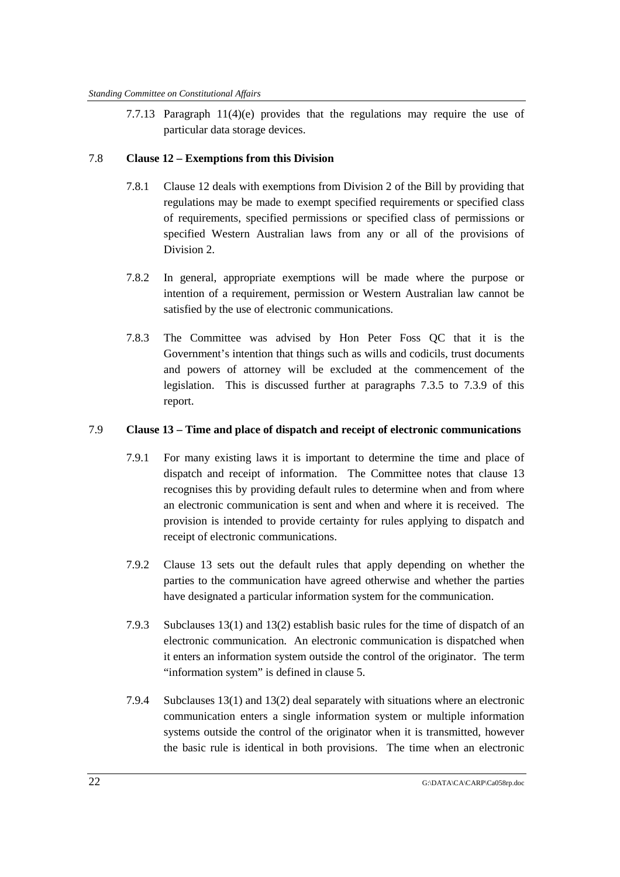7.7.13 Paragraph 11(4)(e) provides that the regulations may require the use of particular data storage devices.

## 7.8 Clause 12 – Exemptions from this Division

7.8.1 Clause 12 deals with exemptions from Division 2 of the Bill by providing that regulations may be made to exempt specified requirements or specified class of requirements, specified permissions or specified class of permissions or specified Western Australian laws from any or all of the provisions of Division 2.

7.8.2 In general, appropriate exemptions will be made where the purpose or intention of a requirement, permission or Western Australian law cannot be satisfied by the use of electronic communications.

7.8.3 The Committee was advised by Hon Peter Foss QC that it is the Government's intention that things such as wills and codicils, trust documents and powers of attorney will be excluded at the commencement of the legislation. This is discussed further at paragraphs 7.3.5 to 7.3.9 of this report.

## 7.9 Clause 13 – Time and place of dispatch and receipt of electronic communications

7.9.1 For many existing laws it is important to determine the time and place of dispatch and receipt of information. The Committee notes that clause 13 recognises this by providing default rules to determine when and from where an electronic communication is sent and when and where it is received. The provision is intended to provide certainty for rules applying to dispatch and receipt of electronic communications.

7.9.2 Clause 13 sets out the default rules that apply depending on whether the parties to the communication have agreed otherwise and whether the parties have designated a particular information system for the communication.

7.9.3 Subclauses 13(1) and 13(2) establish basic rules for the time of dispatch of an electronic communication. An electronic communication is dispatched when it enters an information system outside the control of the originator. The term "information system" is defined in clause 5.

7.9.4 Subclauses 13(1) and 13(2) deal separately with situations where an electronic communication enters a single information system or multiple information systems outside the control of the originator when it is transmitted, however the basic rule is identical in both provisions. The time when an electronic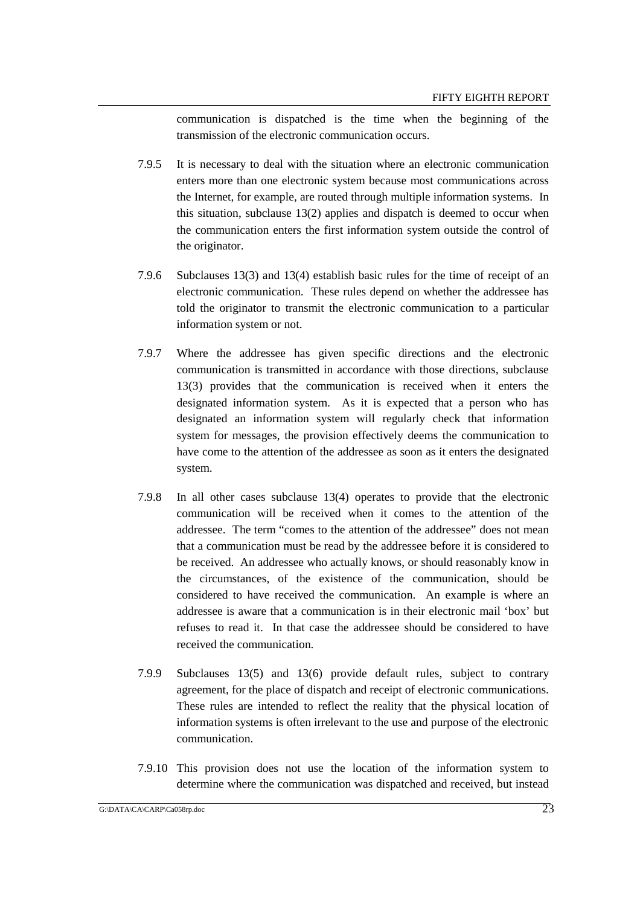communication is dispatched is the time when the beginning of the transmission of the electronic communication occurs.

7.9.5 It is necessary to deal with the situation where an electronic communication enters more than one electronic system because most communications across the Internet, for example, are routed through multiple information systems. In this situation, subclause 13(2) applies and dispatch is deemed to occur when the communication enters the first information system outside the control of the originator.

7.9.6 Subclauses 13(3) and 13(4) establish basic rules for the time of receipt of an electronic communication. These rules depend on whether the addressee has told the originator to transmit the electronic communication to a particular information system or not.

7.9.7 Where the addressee has given specific directions and the electronic communication is transmitted in accordance with those directions, subclause 13(3) provides that the communication is received when it enters the designated information system. As it is expected that a person who has designated an information system will regularly check that information system for messages, the provision effectively deems the communication to have come to the attention of the addressee as soon as it enters the designated system.

7.9.8 In all other cases subclause 13(4) operates to provide that the electronic communication will be received when it comes to the attention of the addressee. The term "comes to the attention of the addressee" does not mean that a communication must be read by the addressee before it is considered to be received. An addressee who actually knows, or should reasonably know in the circumstances, of the existence of the communication, should be considered to have received the communication. An example is where an addressee is aware that a communication is in their electronic mail 'box' but refuses to read it. In that case the addressee should be considered to have received the communication.

7.9.9 Subclauses 13(5) and 13(6) provide default rules, subject to contrary agreement, for the place of dispatch and receipt of electronic communications. These rules are intended to reflect the reality that the physical location of information systems is often irrelevant to the use and purpose of the electronic communication.

7.9.10 This provision does not use the location of the information system to determine where the communication was dispatched and received, but instead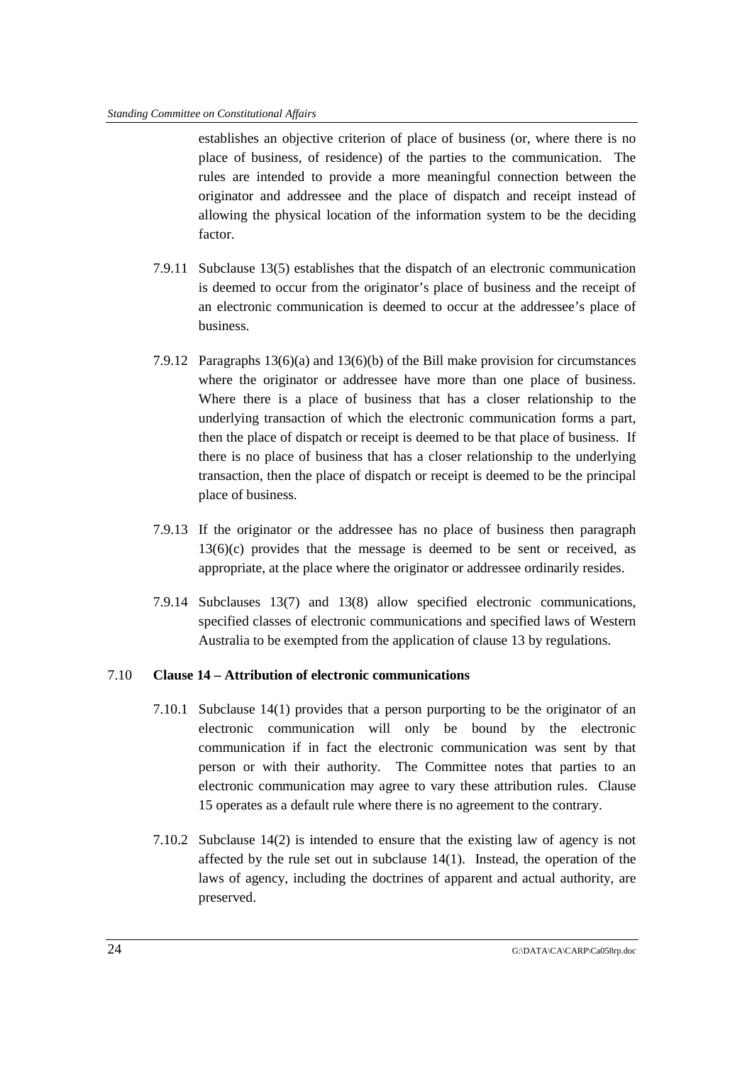establishes an objective criterion of place of business (or, where there is no place of business, of residence) of the parties to the communication. The rules are intended to provide a more meaningful connection between the originator and addressee and the place of dispatch and receipt instead of allowing the physical location of the information system to be the deciding factor.

7.9.11 Subclause 13(5) establishes that the dispatch of an electronic communication is deemed to occur from the originator's place of business and the receipt of an electronic communication is deemed to occur at the addressee's place of business.

7.9.12 Paragraphs 13(6)(a) and 13(6)(b) of the Bill make provision for circumstances where the originator or addressee have more than one place of business. Where there is a place of business that has a closer relationship to the underlying transaction of which the electronic communication forms a part, then the place of dispatch or receipt is deemed to be that place of business. If there is no place of business that has a closer relationship to the underlying transaction, then the place of dispatch or receipt is deemed to be the principal place of business.

7.9.13 If the originator or the addressee has no place of business then paragraph 13(6)(c) provides that the message is deemed to be sent or received, as appropriate, at the place where the originator or addressee ordinarily resides.

7.9.14 Subclauses 13(7) and 13(8) allow specified electronic communications, specified classes of electronic communications and specified laws of Western Australia to be exempted from the application of clause 13 by regulations.

## 7.10 Clause 14 – Attribution of electronic communications

7.10.1 Subclause 14(1) provides that a person purporting to be the originator of an electronic communication will only be bound by the electronic communication if in fact the electronic communication was sent by that person or with their authority. The Committee notes that parties to an electronic communication may agree to vary these attribution rules. Clause 15 operates as a default rule where there is no agreement to the contrary.

7.10.2 Subclause 14(2) is intended to ensure that the existing law of agency is not affected by the rule set out in subclause 14(1). Instead, the operation of the laws of agency, including the doctrines of apparent and actual authority, are preserved.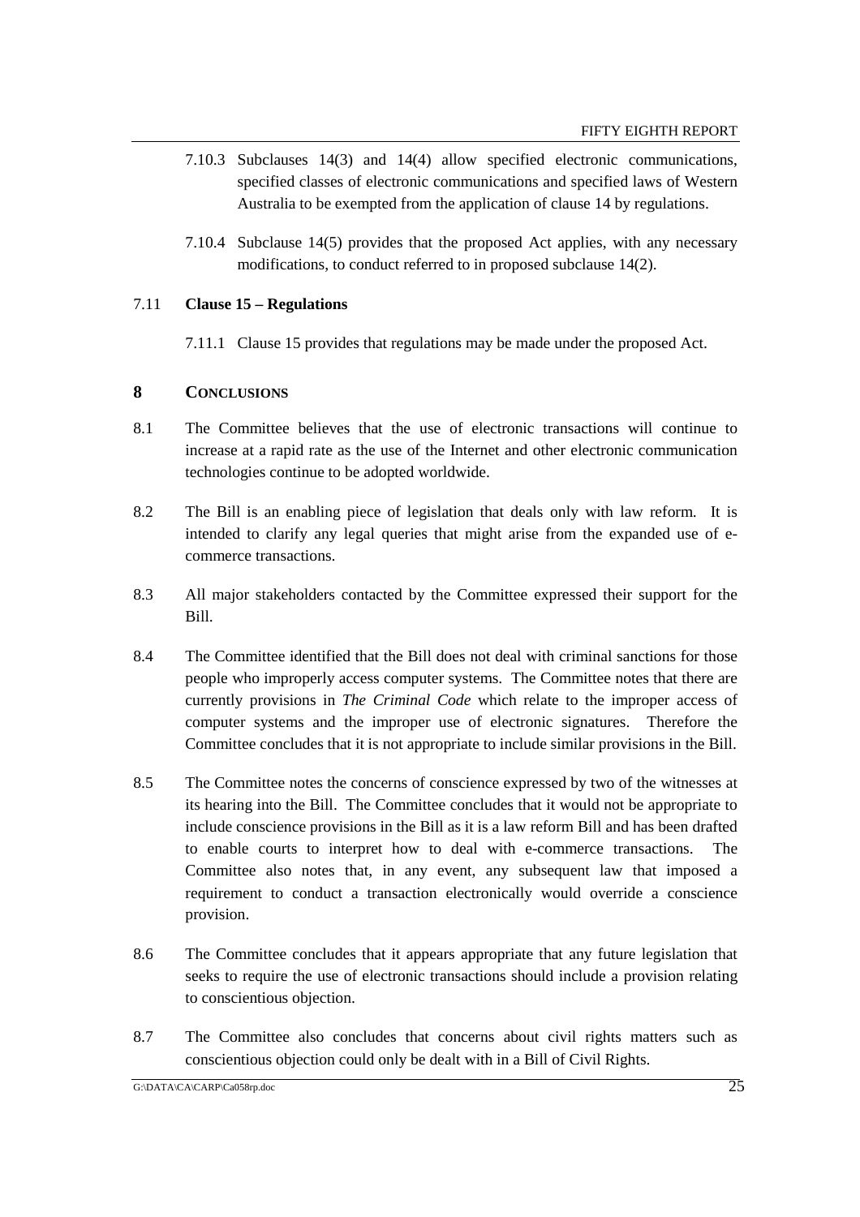7.10.3 Subclauses 14(3) and 14(4) allow specified electronic communications, specified classes of electronic communications and specified laws of Western Australia to be exempted from the application of clause 14 by regulations.

7.10.4 Subclause 14(5) provides that the proposed Act applies, with any necessary modifications, to conduct referred to in proposed subclause 14(2).

7.11 **Clause 15 – Regulations**

7.11.1 Clause 15 provides that regulations may be made under the proposed Act.

## 8 CONCLUSIONS

8.1 The Committee believes that the use of electronic transactions will continue to increase at a rapid rate as the use of the Internet and other electronic communication technologies continue to be adopted worldwide.

8.2 The Bill is an enabling piece of legislation that deals only with law reform. It is intended to clarify any legal queries that might arise from the expanded use of e-commerce transactions.

8.3 All major stakeholders contacted by the Committee expressed their support for the Bill.

8.4 The Committee identified that the Bill does not deal with criminal sanctions for those people who improperly access computer systems. The Committee notes that there are currently provisions in *The Criminal Code* which relate to the improper access of computer systems and the improper use of electronic signatures. Therefore the Committee concludes that it is not appropriate to include similar provisions in the Bill.

8.5 The Committee notes the concerns of conscience expressed by two of the witnesses at its hearing into the Bill. The Committee concludes that it would not be appropriate to include conscience provisions in the Bill as it is a law reform Bill and has been drafted to enable courts to interpret how to deal with e-commerce transactions. The Committee also notes that, in any event, any subsequent law that imposed a requirement to conduct a transaction electronically would override a conscience provision.

8.6 The Committee concludes that it appears appropriate that any future legislation that seeks to require the use of electronic transactions should include a provision relating to conscientious objection.

8.7 The Committee also concludes that concerns about civil rights matters such as conscientious objection could only be dealt with in a Bill of Civil Rights.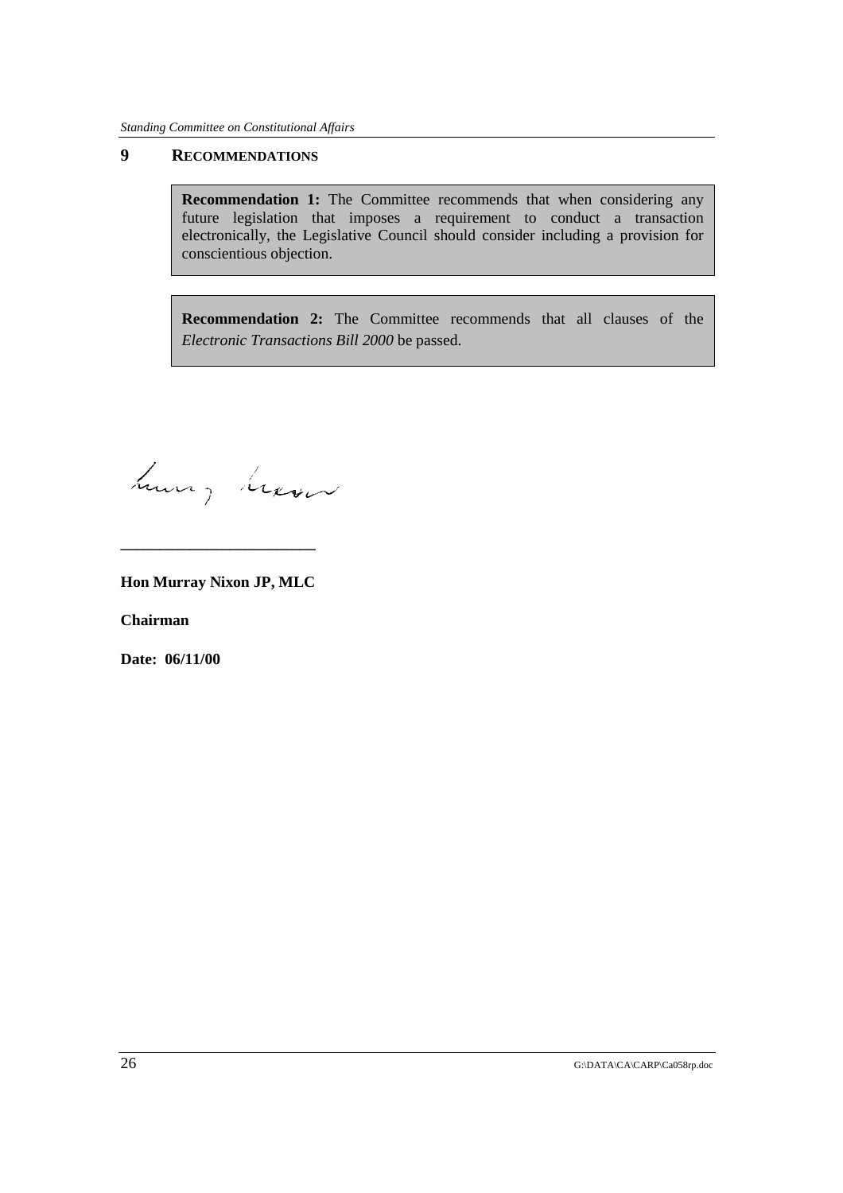## 9 RECOMMENDATIONS

**Recommendation 1:** The Committee recommends that when considering any future legislation that imposes a requirement to conduct a transaction electronically, the Legislative Council should consider including a provision for conscientious objection.

**Recommendation 2:** The Committee recommends that all clauses of the *Electronic Transactions Bill 2000* be passed.

________________________

**Hon Murray Nixon JP, MLC**

**Chairman**

**Date: 06/11/00**